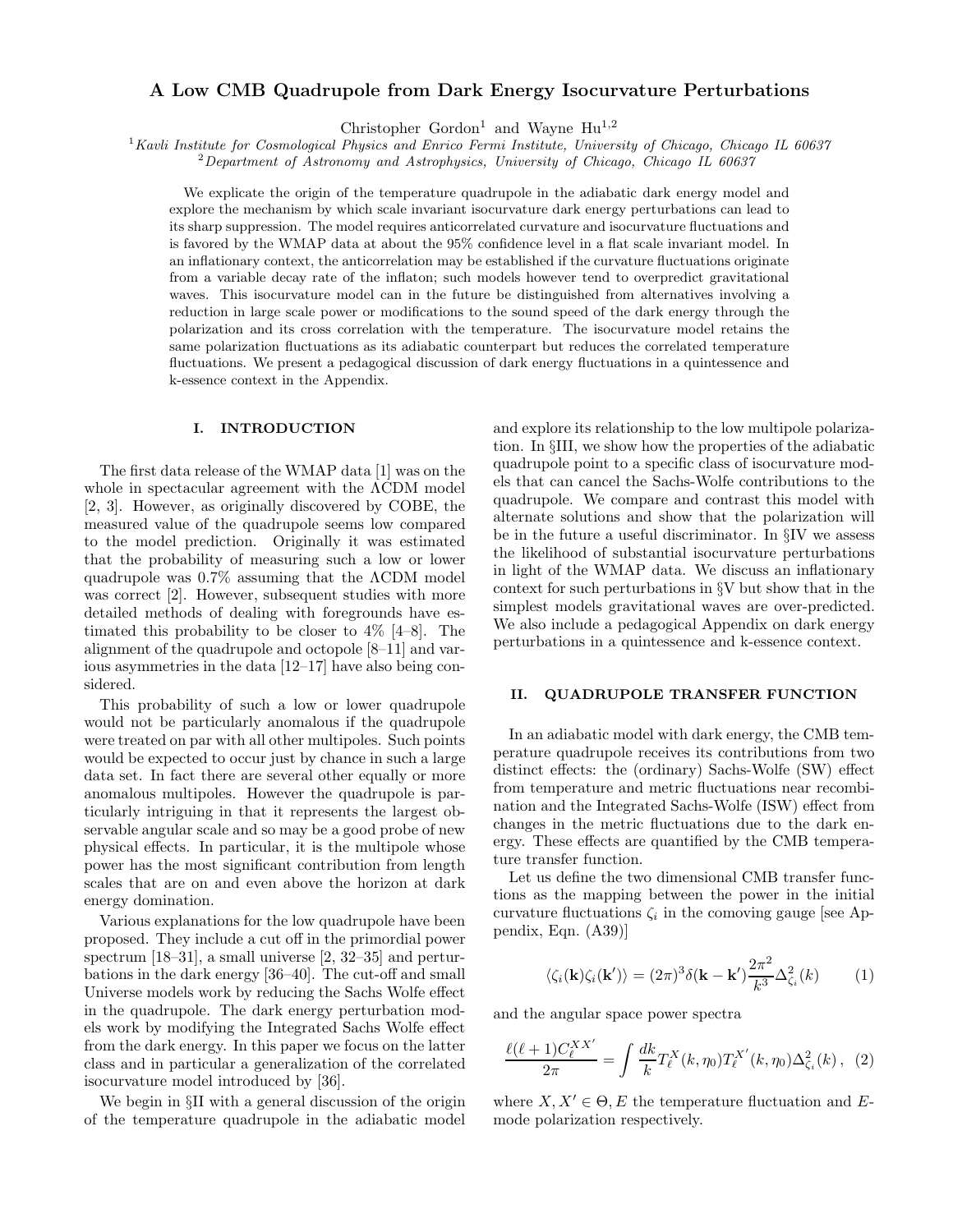# A Low CMB Quadrupole from Dark Energy Isocurvature Perturbations

Christopher Gordon[1] and Wayne Hu[1,2]

[1]*Kavli Institute for Cosmological Physics and Enrico Fermi Institute, University of Chicago, Chicago IL 60637*
[2]*Department of Astronomy and Astrophysics, University of Chicago, Chicago IL 60637*

We explicate the origin of the temperature quadrupole in the adiabatic dark energy model and explore the mechanism by which scale invariant isocurvature dark energy perturbations can lead to its sharp suppression. The model requires anticorrelated curvature and isocurvature fluctuations and is favored by the WMAP data at about the 95% confidence level in a flat scale invariant model. In an inflationary context, the anticorrelation may be established if the curvature fluctuations originate from a variable decay rate of the inflaton; such models however tend to overpredict gravitational waves. This isocurvature model can in the future be distinguished from alternatives involving a reduction in large scale power or modifications to the sound speed of the dark energy through the polarization and its cross correlation with the temperature. The isocurvature model retains the same polarization fluctuations as its adiabatic counterpart but reduces the correlated temperature fluctuations. We present a pedagogical discussion of dark energy fluctuations in a quintessence and k-essence context in the Appendix.

## I. INTRODUCTION

The first data release of the WMAP data [1] was on the whole in spectacular agreement with the ΛCDM model [2, 3]. However, as originally discovered by COBE, the measured value of the quadrupole seems low compared to the model prediction. Originally it was estimated that the probability of measuring such a low or lower quadrupole was 0.7% assuming that the ΛCDM model was correct [2]. However, subsequent studies with more detailed methods of dealing with foregrounds have estimated this probability to be closer to 4% [4–8]. The alignment of the quadrupole and octopole [8–11] and various asymmetries in the data [12–17] have also being considered.

This probability of such a low or lower quadrupole would not be particularly anomalous if the quadrupole were treated on par with all other multipoles. Such points would be expected to occur just by chance in such a large data set. In fact there are several other equally or more anomalous multipoles. However the quadrupole is particularly intriguing in that it represents the largest observable angular scale and so may be a good probe of new physical effects. In particular, it is the multipole whose power has the most significant contribution from length scales that are on and even above the horizon at dark energy domination.

Various explanations for the low quadrupole have been proposed. They include a cut off in the primordial power spectrum [18–31], a small universe [2, 32–35] and perturbations in the dark energy [36–40]. The cut-off and small Universe models work by reducing the Sachs Wolfe effect in the quadrupole. The dark energy perturbation models work by modifying the Integrated Sachs Wolfe effect from the dark energy. In this paper we focus on the latter class and in particular a generalization of the correlated isocurvature model introduced by [36].

We begin in §II with a general discussion of the origin of the temperature quadrupole in the adiabatic model and explore its relationship to the low multipole polarization. In §III, we show how the properties of the adiabatic quadrupole point to a specific class of isocurvature models that can cancel the Sachs-Wolfe contributions to the quadrupole. We compare and contrast this model with alternate solutions and show that the polarization will be in the future a useful discriminator. In §IV we assess the likelihood of substantial isocurvature perturbations in light of the WMAP data. We discuss an inflationary context for such perturbations in §V but show that in the simplest models gravitational waves are over-predicted. We also include a pedagogical Appendix on dark energy perturbations in a quintessence and k-essence context.

## II. QUADRUPOLE TRANSFER FUNCTION

In an adiabatic model with dark energy, the CMB temperature quadrupole receives its contributions from two distinct effects: the (ordinary) Sachs-Wolfe (SW) effect from temperature and metric fluctuations near recombination and the Integrated Sachs-Wolfe (ISW) effect from changes in the metric fluctuations due to the dark energy. These effects are quantified by the CMB temperature transfer function.

Let us define the two dimensional CMB transfer functions as the mapping between the power in the initial curvature fluctuations $\zeta_i$ in the comoving gauge [see Appendix, Eqn. (A39)]

$$\langle \zeta_i(\mathbf{k})\zeta_i(\mathbf{k}')\rangle = (2\pi)^3\delta(\mathbf{k}-\mathbf{k}')\frac{2\pi^2}{k^3}\Delta^2_{\zeta_i}(k) \tag{1}$$

and the angular space power spectra

$$\frac{\ell(\ell+1)C_\ell^{XX'}}{2\pi} = \int \frac{dk}{k} T_\ell^X(k,\eta_0)T_\ell^{X'}(k,\eta_0)\Delta^2_{\zeta_i}(k)\,, \tag{2}$$

where $X, X' \in \Theta, E$ the temperature fluctuation and $E$-mode polarization respectively.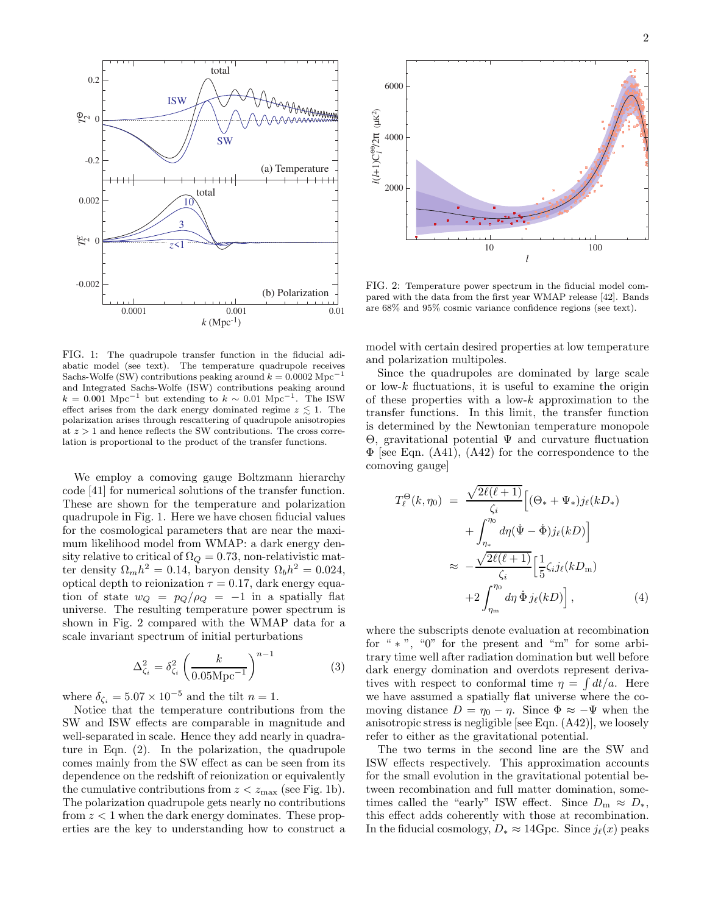FIG. 1: The quadrupole transfer function in the fiducial adiabatic model (see text). The temperature quadrupole receives Sachs-Wolfe (SW) contributions peaking around $k = 0.0002$ Mpc$^{-1}$ and Integrated Sachs-Wolfe (ISW) contributions peaking around $k = 0.001$ Mpc$^{-1}$ but extending to $k \sim 0.01$ Mpc$^{-1}$. The ISW effect arises from the dark energy dominated regime $z \lesssim 1$. The polarization arises through rescattering of quadrupole anisotropies at $z > 1$ and hence reflects the SW contributions. The cross correlation is proportional to the product of the transfer functions.

FIG. 2: Temperature power spectrum in the fiducial model compared with the data from the first year WMAP release [42]. Bands are 68% and 95% cosmic variance confidence regions (see text).

We employ a comoving gauge Boltzmann hierarchy code [41] for numerical solutions of the transfer function. These are shown for the temperature and polarization quadrupole in Fig. 1. Here we have chosen fiducial values for the cosmological parameters that are near the maximum likelihood model from WMAP: a dark energy density relative to critical of $\Omega_Q = 0.73$, non-relativistic matter density $\Omega_m h^2 = 0.14$, baryon density $\Omega_b h^2 = 0.024$, optical depth to reionization $\tau = 0.17$, dark energy equation of state $w_Q = p_Q/\rho_Q = -1$ in a spatially flat universe. The resulting temperature power spectrum is shown in Fig. 2 compared with the WMAP data for a scale invariant spectrum of initial perturbations

$$\Delta^2_{\zeta_i} = \delta^2_{\zeta_i} \left( \frac{k}{0.05\text{Mpc}^{-1}} \right)^{n-1} \tag{3}$$

where $\delta_{\zeta_i} = 5.07 \times 10^{-5}$ and the tilt $n = 1$.

Notice that the temperature contributions from the SW and ISW effects are comparable in magnitude and well-separated in scale. Hence they add nearly in quadrature in Eqn. (2). In the polarization, the quadrupole comes mainly from the SW effect as can be seen from its dependence on the redshift of reionization or equivalently the cumulative contributions from $z < z_{\rm max}$ (see Fig. 1b). The polarization quadrupole gets nearly no contributions from $z < 1$ when the dark energy dominates. These properties are the key to understanding how to construct a model with certain desired properties at low temperature and polarization multipoles.

Since the quadrupoles are dominated by large scale or low-$k$ fluctuations, it is useful to examine the origin of these properties with a low-$k$ approximation to the transfer functions. In this limit, the transfer function is determined by the Newtonian temperature monopole $\Theta$, gravitational potential $\Psi$ and curvature fluctuation $\Phi$ [see Eqn. (A41), (A42) for the correspondence to the comoving gauge]

$$\begin{aligned} T_\ell^\Theta(k, \eta_0) &= \frac{\sqrt{2\ell(\ell+1)}}{\zeta_i} \Big[ (\Theta_* + \Psi_*) j_\ell(kD_*) \\ &\quad + \int_{\eta_*}^{\eta_0} d\eta (\dot{\Psi} - \dot{\Phi}) j_\ell(kD) \Big] \\ &\approx -\frac{\sqrt{2\ell(\ell+1)}}{\zeta_i} \Big[ \frac{1}{5} \zeta_i j_\ell(kD_{\rm m}) \\ &\quad + 2 \int_{\eta_{\rm m}}^{\eta_0} d\eta \, \dot{\Phi} \, j_\ell(kD) \Big] , \end{aligned} \tag{4}$$

where the subscripts denote evaluation at recombination for " $*$ ", "0" for the present and "m" for some arbitrary time well after radiation domination but well before dark energy domination and overdots represent derivatives with respect to conformal time $\eta = \int dt/a$. Here we have assumed a spatially flat universe where the comoving distance $D = \eta_0 - \eta$. Since $\Phi \approx -\Psi$ when the anisotropic stress is negligible [see Eqn. (A42)], we loosely refer to either as the gravitational potential.

The two terms in the second line are the SW and ISW effects respectively. This approximation accounts for the small evolution in the gravitational potential between recombination and full matter domination, sometimes called the "early" ISW effect. Since $D_{\rm m} \approx D_*$, this effect adds coherently with those at recombination. In the fiducial cosmology, $D_* \approx 14$Gpc. Since $j_\ell(x)$ peaks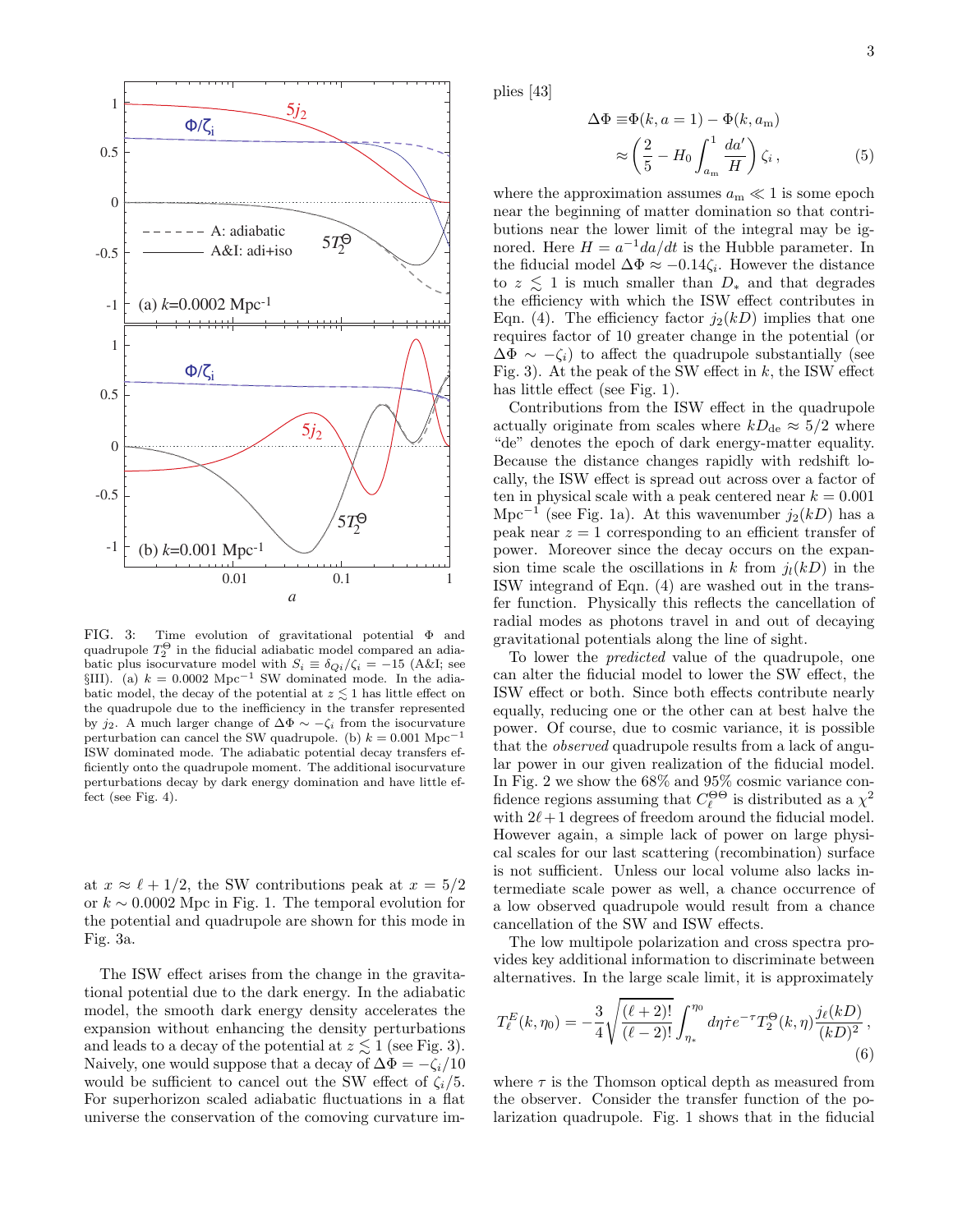FIG. 3: Time evolution of gravitational potential $\Phi$ and quadrupole $T_2^\Theta$ in the fiducial adiabatic model compared an adiabatic plus isocurvature model with $S_i \equiv \delta_{Qi}/\zeta_i = -15$ (A&I; see §III). (a) $k = 0.0002$ Mpc$^{-1}$ SW dominated mode. In the adiabatic model, the decay of the potential at $z \lesssim 1$ has little effect on the quadrupole due to the inefficiency in the transfer represented by $j_2$. A much larger change of $\Delta\Phi \sim -\zeta_i$ from the isocurvature perturbation can cancel the SW quadrupole. (b) $k = 0.001$ Mpc$^{-1}$ ISW dominated mode. The adiabatic potential decay transfers efficiently onto the quadrupole moment. The additional isocurvature perturbations decay by dark energy domination and have little effect (see Fig. 4).

at $x \approx \ell + 1/2$, the SW contributions peak at $x = 5/2$ or $k \sim 0.0002$ Mpc in Fig. 1. The temporal evolution for the potential and quadrupole are shown for this mode in Fig. 3a.

The ISW effect arises from the change in the gravitational potential due to the dark energy. In the adiabatic model, the smooth dark energy density accelerates the expansion without enhancing the density perturbations and leads to a decay of the potential at $z \lesssim 1$ (see Fig. 3). Naively, one would suppose that a decay of $\Delta\Phi = -\zeta_i/10$ would be sufficient to cancel out the SW effect of $\zeta_i/5$. For superhorizon scaled adiabatic fluctuations in a flat universe the conservation of the comoving curvature implies [43]

$$
\begin{aligned}
\Delta\Phi \equiv& \Phi(k, a=1) - \Phi(k, a_{\rm m}) \\
\approx& \left(\frac{2}{5} - H_0 \int_{a_{\rm m}}^{1} \frac{da'}{H}\right)\zeta_i \,,
\end{aligned}
\tag{5}
$$

where the approximation assumes $a_{\rm m} \ll 1$ is some epoch near the beginning of matter domination so that contributions near the lower limit of the integral may be ignored. Here $H = a^{-1}da/dt$ is the Hubble parameter. In the fiducial model $\Delta\Phi \approx -0.14\zeta_i$. However the distance to $z \lesssim 1$ is much smaller than $D_*$ and that degrades the efficiency with which the ISW effect contributes in Eqn. (4). The efficiency factor $j_2(kD)$ implies that one requires factor of 10 greater change in the potential (or $\Delta\Phi \sim -\zeta_i$) to affect the quadrupole substantially (see Fig. 3). At the peak of the SW effect in $k$, the ISW effect has little effect (see Fig. 1).

Contributions from the ISW effect in the quadrupole actually originate from scales where $kD_{\rm de} \approx 5/2$ where "de" denotes the epoch of dark energy-matter equality. Because the distance changes rapidly with redshift locally, the ISW effect is spread out across over a factor of ten in physical scale with a peak centered near $k = 0.001$ Mpc$^{-1}$ (see Fig. 1a). At this wavenumber $j_2(kD)$ has a peak near $z = 1$ corresponding to an efficient transfer of power. Moreover since the decay occurs on the expansion time scale the oscillations in $k$ from $j_l(kD)$ in the ISW integrand of Eqn. (4) are washed out in the transfer function. Physically this reflects the cancellation of radial modes as photons travel in and out of decaying gravitational potentials along the line of sight.

To lower the *predicted* value of the quadrupole, one can alter the fiducial model to lower the SW effect, the ISW effect or both. Since both effects contribute nearly equally, reducing one or the other can at best halve the power. Of course, due to cosmic variance, it is possible that the *observed* quadrupole results from a lack of angular power in our given realization of the fiducial model. In Fig. 2 we show the 68% and 95% cosmic variance confidence regions assuming that $C_\ell^{\Theta\Theta}$ is distributed as a $\chi^2$ with $2\ell+1$ degrees of freedom around the fiducial model. However again, a simple lack of power on large physical scales for our last scattering (recombination) surface is not sufficient. Unless our local volume also lacks intermediate scale power as well, a chance occurrence of a low observed quadrupole would result from a chance cancellation of the SW and ISW effects.

The low multipole polarization and cross spectra provides key additional information to discriminate between alternatives. In the large scale limit, it is approximately

$$
T_\ell^E(k, \eta_0) = -\frac{3}{4}\sqrt{\frac{(\ell+2)!}{(\ell-2)!}} \int_{\eta_*}^{\eta_0} d\eta \dot{\tau} e^{-\tau} T_2^\Theta(k, \eta) \frac{j_\ell(kD)}{(kD)^2} \,,
\tag{6}
$$

where $\tau$ is the Thomson optical depth as measured from the observer. Consider the transfer function of the polarization quadrupole. Fig. 1 shows that in the fiducial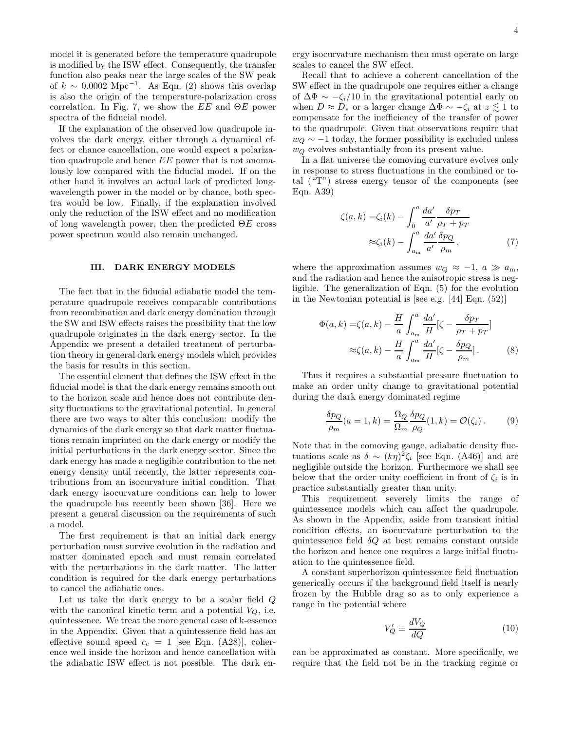model it is generated before the temperature quadrupole is modified by the ISW effect. Consequently, the transfer function also peaks near the large scales of the SW peak of $k \sim 0.0002$ Mpc$^{-1}$. As Eqn. (2) shows this overlap is also the origin of the temperature-polarization cross correlation. In Fig. 7, we show the $EE$ and $\Theta E$ power spectra of the fiducial model.

If the explanation of the observed low quadrupole involves the dark energy, either through a dynamical effect or chance cancellation, one would expect a polarization quadrupole and hence $EE$ power that is not anomalously low compared with the fiducial model. If on the other hand it involves an actual lack of predicted long-wavelength power in the model or by chance, both spectra would be low. Finally, if the explanation involved only the reduction of the ISW effect and no modification of long wavelength power, then the predicted $\Theta E$ cross power spectrum would also remain unchanged.

## III. DARK ENERGY MODELS

The fact that in the fiducial adiabatic model the temperature quadrupole receives comparable contributions from recombination and dark energy domination through the SW and ISW effects raises the possibility that the low quadrupole originates in the dark energy sector. In the Appendix we present a detailed treatment of perturbation theory in general dark energy models which provides the basis for results in this section.

The essential element that defines the ISW effect in the fiducial model is that the dark energy remains smooth out to the horizon scale and hence does not contribute density fluctuations to the gravitational potential. In general there are two ways to alter this conclusion: modify the dynamics of the dark energy so that dark matter fluctuations remain imprinted on the dark energy or modify the initial perturbations in the dark energy sector. Since the dark energy has made a negligible contribution to the net energy density until recently, the latter represents contributions from an isocurvature initial condition. That dark energy isocurvature conditions can help to lower the quadrupole has recently been shown [36]. Here we present a general discussion on the requirements of such a model.

The first requirement is that an initial dark energy perturbation must survive evolution in the radiation and matter dominated epoch and must remain correlated with the perturbations in the dark matter. The latter condition is required for the dark energy perturbations to cancel the adiabatic ones.

Let us take the dark energy to be a scalar field $Q$ with the canonical kinetic term and a potential $V_Q$, i.e. quintessence. We treat the more general case of k-essence in the Appendix. Given that a quintessence field has an effective sound speed $c_e = 1$ [see Eqn. (A28)], coherence well inside the horizon and hence cancellation with the adiabatic ISW effect is not possible. The dark energy isocurvature mechanism then must operate on large scales to cancel the SW effect.

Recall that to achieve a coherent cancellation of the SW effect in the quadrupole one requires either a change of $\Delta\Phi \sim -\zeta_i/10$ in the gravitational potential early on when $D \approx D_*$ or a larger change $\Delta\Phi \sim -\zeta_i$ at $z \lesssim 1$ to compensate for the inefficiency of the transfer of power to the quadrupole. Given that observations require that $w_Q \sim -1$ today, the former possibility is excluded unless $w_Q$ evolves substantially from its present value.

In a flat universe the comoving curvature evolves only in response to stress fluctuations in the combined or total ("T") stress energy tensor of the components (see Eqn. A39)

$$
\begin{aligned}
\zeta(a,k) =& \zeta_i(k) - \int_0^a \frac{da'}{a'} \frac{\delta p_T}{\rho_T + p_T} \\
\approx& \zeta_i(k) - \int_{a_{\rm m}}^a \frac{da'}{a'} \frac{\delta p_Q}{\rho_m}\,,
\end{aligned}
\tag{7}
$$

where the approximation assumes $w_Q \approx -1$, $a \gg a_{\rm m}$, and the radiation and hence the anisotropic stress is negligible. The generalization of Eqn. (5) for the evolution in the Newtonian potential is [see e.g. [44] Eqn. (52)]

$$
\begin{aligned}
\Phi(a,k) =& \zeta(a,k) - \frac{H}{a} \int_{a_{\rm m}}^a \frac{da'}{H} [\zeta - \frac{\delta p_T}{\rho_T + p_T}] \\
\approx& \zeta(a,k) - \frac{H}{a} \int_{a_{\rm m}}^a \frac{da'}{H} [\zeta - \frac{\delta p_Q}{\rho_m}]\,.
\end{aligned}
\tag{8}
$$

Thus it requires a substantial pressure fluctuation to make an order unity change to gravitational potential during the dark energy dominated regime

$$
\frac{\delta p_Q}{\rho_m}(a=1,k) = \frac{\Omega_Q}{\Omega_m} \frac{\delta p_Q}{\rho_Q}(1,k) = \mathcal{O}(\zeta_i)\,. \tag{9}
$$

Note that in the comoving gauge, adiabatic density fluctuations scale as $\delta \sim (k\eta)^2 \zeta_i$ [see Eqn. (A46)] and are negligible outside the horizon. Furthermore we shall see below that the order unity coefficient in front of $\zeta_i$ is in practice substantially greater than unity.

This requirement severely limits the range of quintessence models which can affect the quadrupole. As shown in the Appendix, aside from transient initial condition effects, an isocurvature perturbation to the quintessence field $\delta Q$ at best remains constant outside the horizon and hence one requires a large initial fluctuation to the quintessence field.

A constant superhorizon quintessence field fluctuation generically occurs if the background field itself is nearly frozen by the Hubble drag so as to only experience a range in the potential where

$$
V_Q' \equiv \frac{dV_Q}{dQ} \tag{10}
$$

can be approximated as constant. More specifically, we require that the field not be in the tracking regime or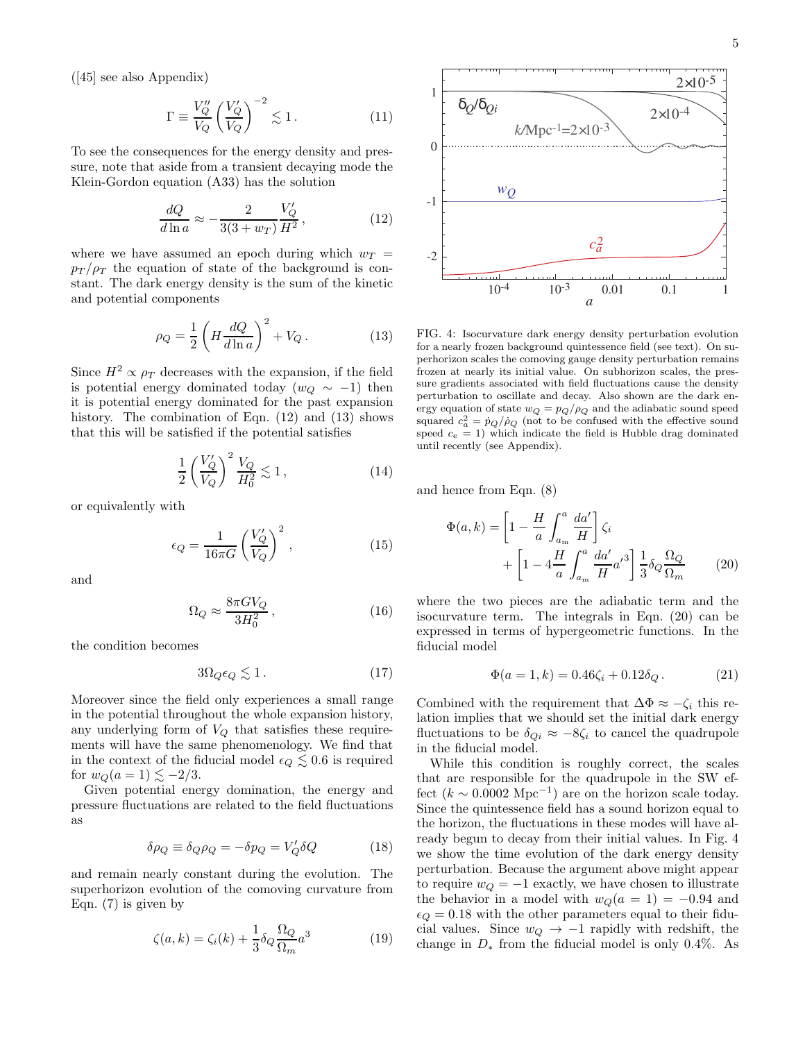([45] see also Appendix)

$$\Gamma \equiv \frac{V_Q''}{V_Q}\left(\frac{V_Q'}{V_Q}\right)^{-2} \lesssim 1\,. \tag{11}$$

To see the consequences for the energy density and pressure, note that aside from a transient decaying mode the Klein-Gordon equation (A33) has the solution

$$\frac{dQ}{d\ln a} \approx -\frac{2}{3(3+w_T)}\frac{V_Q'}{H^2}\,, \tag{12}$$

where we have assumed an epoch during which $w_T = p_T/\rho_T$ the equation of state of the background is constant. The dark energy density is the sum of the kinetic and potential components

$$\rho_Q = \frac{1}{2}\left(H\frac{dQ}{d\ln a}\right)^2 + V_Q\,. \tag{13}$$

Since $H^2 \propto \rho_T$ decreases with the expansion, if the field is potential energy dominated today ($w_Q \sim -1$) then it is potential energy dominated for the past expansion history. The combination of Eqn. (12) and (13) shows that this will be satisfied if the potential satisfies

$$\frac{1}{2}\left(\frac{V_Q'}{V_Q}\right)^2\frac{V_Q}{H_0^2} \lesssim 1\,, \tag{14}$$

or equivalently with

$$\epsilon_Q = \frac{1}{16\pi G}\left(\frac{V_Q'}{V_Q}\right)^2\,, \tag{15}$$

and

$$\Omega_Q \approx \frac{8\pi G V_Q}{3H_0^2}\,, \tag{16}$$

the condition becomes

$$3\Omega_Q\epsilon_Q \lesssim 1\,. \tag{17}$$

Moreover since the field only experiences a small range in the potential throughout the whole expansion history, any underlying form of $V_Q$ that satisfies these requirements will have the same phenomenology. We find that in the context of the fiducial model $\epsilon_Q \lesssim 0.6$ is required for $w_Q(a=1) \lesssim -2/3$.

Given potential energy domination, the energy and pressure fluctuations are related to the field fluctuations as

$$\delta\rho_Q \equiv \delta_Q\rho_Q = -\delta p_Q = V_Q'\delta Q \tag{18}$$

and remain nearly constant during the evolution. The superhorizon evolution of the comoving curvature from Eqn. (7) is given by

$$\zeta(a,k) = \zeta_i(k) + \frac{1}{3}\delta_Q\frac{\Omega_Q}{\Omega_m}a^3 \tag{19}$$

FIG. 4: Isocurvature dark energy density perturbation evolution for a nearly frozen background quintessence field (see text). On superhorizon scales the comoving gauge density perturbation remains frozen at nearly its initial value. On subhorizon scales, the pressure gradients associated with field fluctuations cause the density perturbation to oscillate and decay. Also shown are the dark energy equation of state $w_Q = p_Q/\rho_Q$ and the adiabatic sound speed squared $c_a^2 = \dot{p}_Q/\dot{\rho}_Q$ (not to be confused with the effective sound speed $c_e = 1$) which indicate the field is Hubble drag dominated until recently (see Appendix).

and hence from Eqn. (8)

$$\begin{aligned}\Phi(a,k) = &\left[1 - \frac{H}{a}\int_{a_m}^{a}\frac{da'}{H}\right]\zeta_i \\ &+ \left[1 - 4\frac{H}{a}\int_{a_m}^{a}\frac{da'}{H}a'^3\right]\frac{1}{3}\delta_Q\frac{\Omega_Q}{\Omega_m}\end{aligned} \tag{20}$$

where the two pieces are the adiabatic term and the isocurvature term. The integrals in Eqn. (20) can be expressed in terms of hypergeometric functions. In the fiducial model

$$\Phi(a=1,k) = 0.46\zeta_i + 0.12\delta_Q\,. \tag{21}$$

Combined with the requirement that $\Delta\Phi \approx -\zeta_i$ this relation implies that we should set the initial dark energy fluctuations to be $\delta_{Qi} \approx -8\zeta_i$ to cancel the quadrupole in the fiducial model.

While this condition is roughly correct, the scales that are responsible for the quadrupole in the SW effect ($k \sim 0.0002$ Mpc$^{-1}$) are on the horizon scale today. Since the quintessence field has a sound horizon equal to the horizon, the fluctuations in these modes will have already begun to decay from their initial values. In Fig. 4 we show the time evolution of the dark energy density perturbation. Because the argument above might appear to require $w_Q = -1$ exactly, we have chosen to illustrate the behavior in a model with $w_Q(a=1) = -0.94$ and $\epsilon_Q = 0.18$ with the other parameters equal to their fiducial values. Since $w_Q \to -1$ rapidly with redshift, the change in $D_*$ from the fiducial model is only 0.4%. As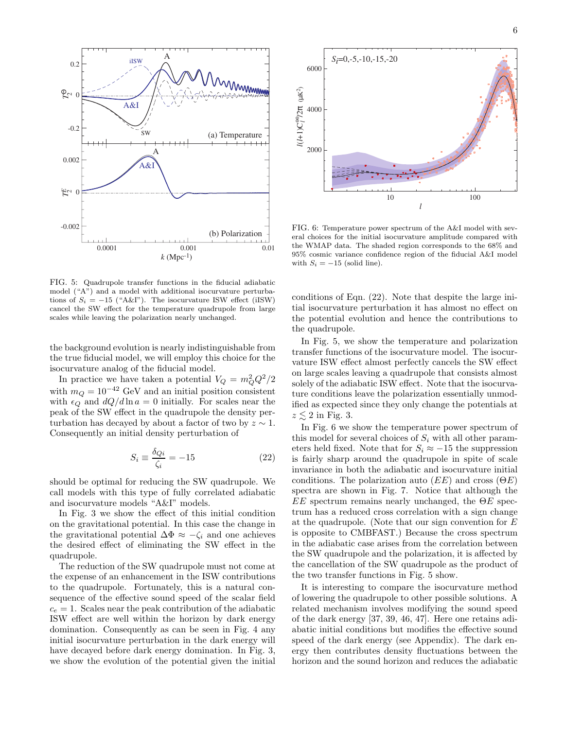FIG. 5: Quadrupole transfer functions in the fiducial adiabatic model ("A") and a model with additional isocurvature perturbations of $S_i = -15$ ("A&I"). The isocurvature ISW effect (iISW) cancel the SW effect for the temperature quadrupole from large scales while leaving the polarization nearly unchanged.

FIG. 6: Temperature power spectrum of the A&I model with several choices for the initial isocurvature amplitude compared with the WMAP data. The shaded region corresponds to the 68% and 95% cosmic variance confidence region of the fiducial A&I model with $S_i = -15$ (solid line).

the background evolution is nearly indistinguishable from the true fiducial model, we will employ this choice for the isocurvature analog of the fiducial model.

In practice we have taken a potential $V_Q = m_Q^2 Q^2/2$ with $m_Q = 10^{-42}$ GeV and an initial position consistent with $\epsilon_Q$ and $dQ/d\ln a = 0$ initially. For scales near the peak of the SW effect in the quadrupole the density perturbation has decayed by about a factor of two by $z \sim 1$. Consequently an initial density perturbation of

$$S_i \equiv \frac{\delta_{Qi}}{\zeta_i} = -15 \tag{22}$$

should be optimal for reducing the SW quadrupole. We call models with this type of fully correlated adiabatic and isocurvature models "A&I" models.

In Fig. 3 we show the effect of this initial condition on the gravitational potential. In this case the change in the gravitational potential $\Delta\Phi \approx -\zeta_i$ and one achieves the desired effect of eliminating the SW effect in the quadrupole.

The reduction of the SW quadrupole must not come at the expense of an enhancement in the ISW contributions to the quadrupole. Fortunately, this is a natural consequence of the effective sound speed of the scalar field $c_e = 1$. Scales near the peak contribution of the adiabatic ISW effect are well within the horizon by dark energy domination. Consequently as can be seen in Fig. 4 any initial isocurvature perturbation in the dark energy will have decayed before dark energy domination. In Fig. 3, we show the evolution of the potential given the initial conditions of Eqn. (22). Note that despite the large initial isocurvature perturbation it has almost no effect on the potential evolution and hence the contributions to the quadrupole.

In Fig. 5, we show the temperature and polarization transfer functions of the isocurvature model. The isocurvature ISW effect almost perfectly cancels the SW effect on large scales leaving a quadrupole that consists almost solely of the adiabatic ISW effect. Note that the isocurvature conditions leave the polarization essentially unmodified as expected since they only change the potentials at $z \lesssim 2$ in Fig. 3.

In Fig. 6 we show the temperature power spectrum of this model for several choices of $S_i$ with all other parameters held fixed. Note that for $S_i \approx -15$ the suppression is fairly sharp around the quadrupole in spite of scale invariance in both the adiabatic and isocurvature initial conditions. The polarization auto ($EE$) and cross ($\Theta E$) spectra are shown in Fig. 7. Notice that although the $EE$ spectrum remains nearly unchanged, the $\Theta E$ spectrum has a reduced cross correlation with a sign change at the quadrupole. (Note that our sign convention for $E$ is opposite to CMBFAST.) Because the cross spectrum in the adiabatic case arises from the correlation between the SW quadrupole and the polarization, it is affected by the cancellation of the SW quadrupole as the product of the two transfer functions in Fig. 5 show.

It is interesting to compare the isocurvature method of lowering the quadrupole to other possible solutions. A related mechanism involves modifying the sound speed of the dark energy [37, 39, 46, 47]. Here one retains adiabatic initial conditions but modifies the effective sound speed of the dark energy (see Appendix). The dark energy then contributes density fluctuations between the horizon and the sound horizon and reduces the adiabatic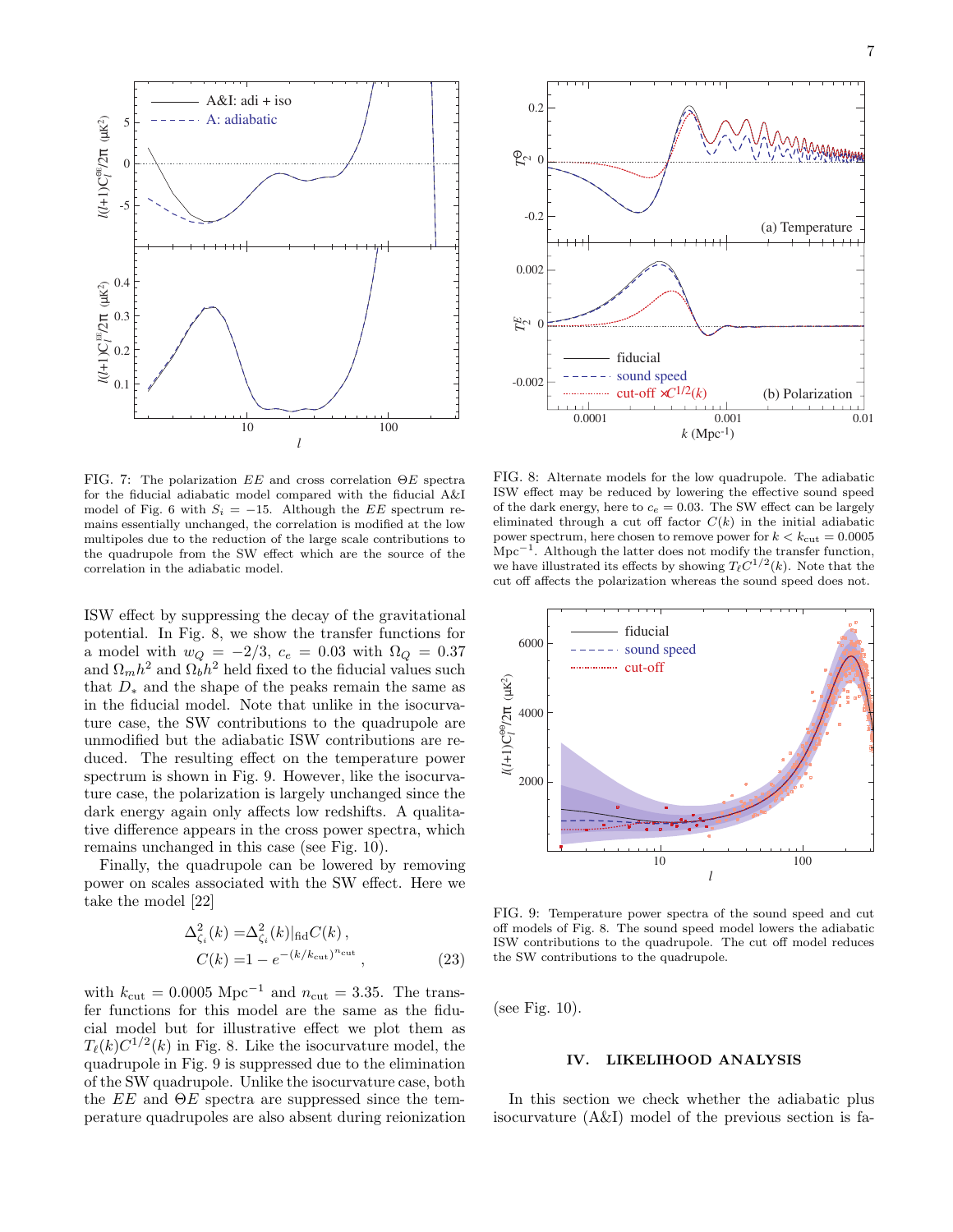FIG. 7: The polarization $EE$ and cross correlation $\Theta E$ spectra for the fiducial adiabatic model compared with the fiducial A&I model of Fig. 6 with $S_i = -15$. Although the $EE$ spectrum remains essentially unchanged, the correlation is modified at the low multipoles due to the reduction of the large scale contributions to the quadrupole from the SW effect which are the source of the correlation in the adiabatic model.

FIG. 8: Alternate models for the low quadrupole. The adiabatic ISW effect may be reduced by lowering the effective sound speed of the dark energy, here to $c_e = 0.03$. The SW effect can be largely eliminated through a cut off factor $C(k)$ in the initial adiabatic power spectrum, here chosen to remove power for $k < k_{\rm cut} = 0.0005$ Mpc$^{-1}$. Although the latter does not modify the transfer function, we have illustrated its effects by showing $T_\ell C^{1/2}(k)$. Note that the cut off affects the polarization whereas the sound speed does not.

ISW effect by suppressing the decay of the gravitational potential. In Fig. 8, we show the transfer functions for a model with $w_Q = -2/3$, $c_e = 0.03$ with $\Omega_Q = 0.37$ and $\Omega_m h^2$ and $\Omega_b h^2$ held fixed to the fiducial values such that $D_*$ and the shape of the peaks remain the same as in the fiducial model. Note that unlike in the isocurvature case, the SW contributions to the quadrupole are unmodified but the adiabatic ISW contributions are reduced. The resulting effect on the temperature power spectrum is shown in Fig. 9. However, like the isocurvature case, the polarization is largely unchanged since the dark energy again only affects low redshifts. A qualitative difference appears in the cross power spectra, which remains unchanged in this case (see Fig. 10).

Finally, the quadrupole can be lowered by removing power on scales associated with the SW effect. Here we take the model [22]

$$\begin{aligned}
\Delta^2_{\zeta_i}(k) &= \Delta^2_{\zeta_i}(k)|_{\rm fid} C(k)\,, \\
C(k) &= 1 - e^{-(k/k_{\rm cut})^{n_{\rm cut}}}\,,
\end{aligned} \tag{23}$$

with $k_{\rm cut} = 0.0005$ Mpc$^{-1}$ and $n_{\rm cut} = 3.35$. The transfer functions for this model are the same as the fiducial model but for illustrative effect we plot them as $T_\ell(k) C^{1/2}(k)$ in Fig. 8. Like the isocurvature model, the quadrupole in Fig. 9 is suppressed due to the elimination of the SW quadrupole. Unlike the isocurvature case, both the $EE$ and $\Theta E$ spectra are suppressed since the temperature quadrupoles are also absent during reionization (see Fig. 10).

FIG. 9: Temperature power spectra of the sound speed and cut off models of Fig. 8. The sound speed model lowers the adiabatic ISW contributions to the quadrupole. The cut off model reduces the SW contributions to the quadrupole.

## IV. LIKELIHOOD ANALYSIS

In this section we check whether the adiabatic plus isocurvature (A&I) model of the previous section is fa-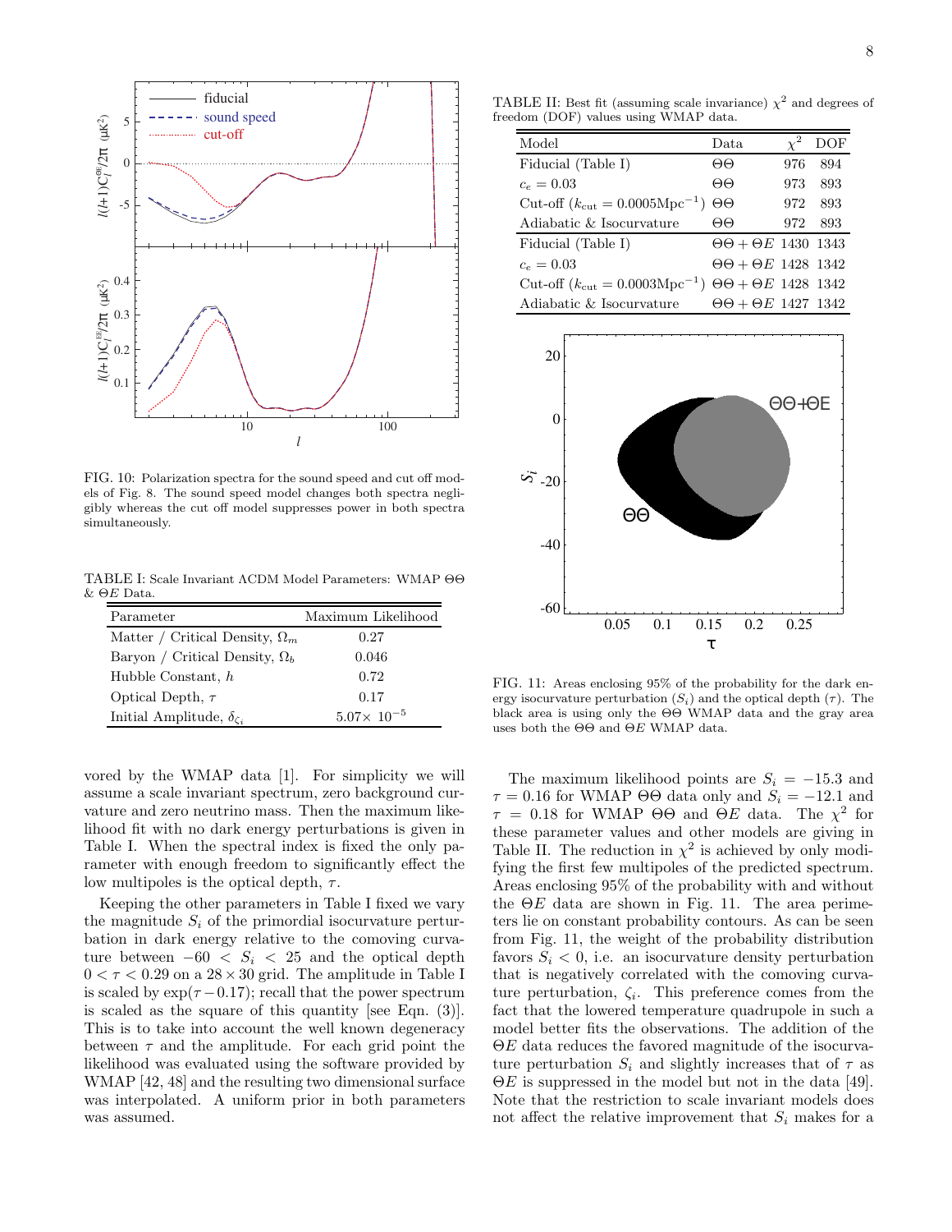FIG. 10: Polarization spectra for the sound speed and cut off models of Fig. 8. The sound speed model changes both spectra negligibly whereas the cut off model suppresses power in both spectra simultaneously.

TABLE I: Scale Invariant ΛCDM Model Parameters: WMAP ΘΘ & ΘE Data.

| Parameter | Maximum Likelihood |
|---|---|
| Matter / Critical Density, $\Omega_m$ | 0.27 |
| Baryon / Critical Density, $\Omega_b$ | 0.046 |
| Hubble Constant, $h$ | 0.72 |
| Optical Depth, $\tau$ | 0.17 |
| Initial Amplitude, $\delta_{\zeta_i}$ | $5.07\times 10^{-5}$ |

vored by the WMAP data [1]. For simplicity we will assume a scale invariant spectrum, zero background curvature and zero neutrino mass. Then the maximum likelihood fit with no dark energy perturbations is given in Table I. When the spectral index is fixed the only parameter with enough freedom to significantly effect the low multipoles is the optical depth, $\tau$.

Keeping the other parameters in Table I fixed we vary the magnitude $S_i$ of the primordial isocurvature perturbation in dark energy relative to the comoving curvature between $-60 < S_i < 25$ and the optical depth $0 < \tau < 0.29$ on a $28 \times 30$ grid. The amplitude in Table I is scaled by $\exp(\tau - 0.17)$; recall that the power spectrum is scaled as the square of this quantity [see Eqn. (3)]. This is to take into account the well known degeneracy between $\tau$ and the amplitude. For each grid point the likelihood was evaluated using the software provided by WMAP [42, 48] and the resulting two dimensional surface was interpolated. A uniform prior in both parameters was assumed.

TABLE II: Best fit (assuming scale invariance) $\chi^2$ and degrees of freedom (DOF) values using WMAP data.

| Model | Data | $\chi^2$ | DOF |
|---|---|---|---|
| Fiducial (Table I) | ΘΘ | 976 | 894 |
| $c_e = 0.03$ | ΘΘ | 973 | 893 |
| Cut-off ($k_{\rm cut} = 0.0005{\rm Mpc}^{-1}$) | ΘΘ | 972 | 893 |
| Adiabatic & Isocurvature | ΘΘ | 972 | 893 |
| Fiducial (Table I) | ΘΘ + ΘE | 1430 | 1343 |
| $c_e = 0.03$ | ΘΘ + ΘE | 1428 | 1342 |
| Cut-off ($k_{\rm cut} = 0.0003{\rm Mpc}^{-1}$) | ΘΘ + ΘE | 1428 | 1342 |
| Adiabatic & Isocurvature | ΘΘ + ΘE | 1427 | 1342 |

FIG. 11: Areas enclosing 95% of the probability for the dark energy isocurvature perturbation ($S_i$) and the optical depth ($\tau$). The black area is using only the ΘΘ WMAP data and the gray area uses both the ΘΘ and ΘE WMAP data.

The maximum likelihood points are $S_i = -15.3$ and $\tau = 0.16$ for WMAP ΘΘ data only and $S_i = -12.1$ and $\tau = 0.18$ for WMAP ΘΘ and ΘE data. The $\chi^2$ for these parameter values and other models are giving in Table II. The reduction in $\chi^2$ is achieved by only modifying the first few multipoles of the predicted spectrum. Areas enclosing 95% of the probability with and without the ΘE data are shown in Fig. 11. The area perimeters lie on constant probability contours. As can be seen from Fig. 11, the weight of the probability distribution favors $S_i < 0$, i.e. an isocurvature density perturbation that is negatively correlated with the comoving curvature perturbation, $\zeta_i$. This preference comes from the fact that the lowered temperature quadrupole in such a model better fits the observations. The addition of the ΘE data reduces the favored magnitude of the isocurvature perturbation $S_i$ and slightly increases that of $\tau$ as ΘE is suppressed in the model but not in the data [49]. Note that the restriction to scale invariant models does not affect the relative improvement that $S_i$ makes for a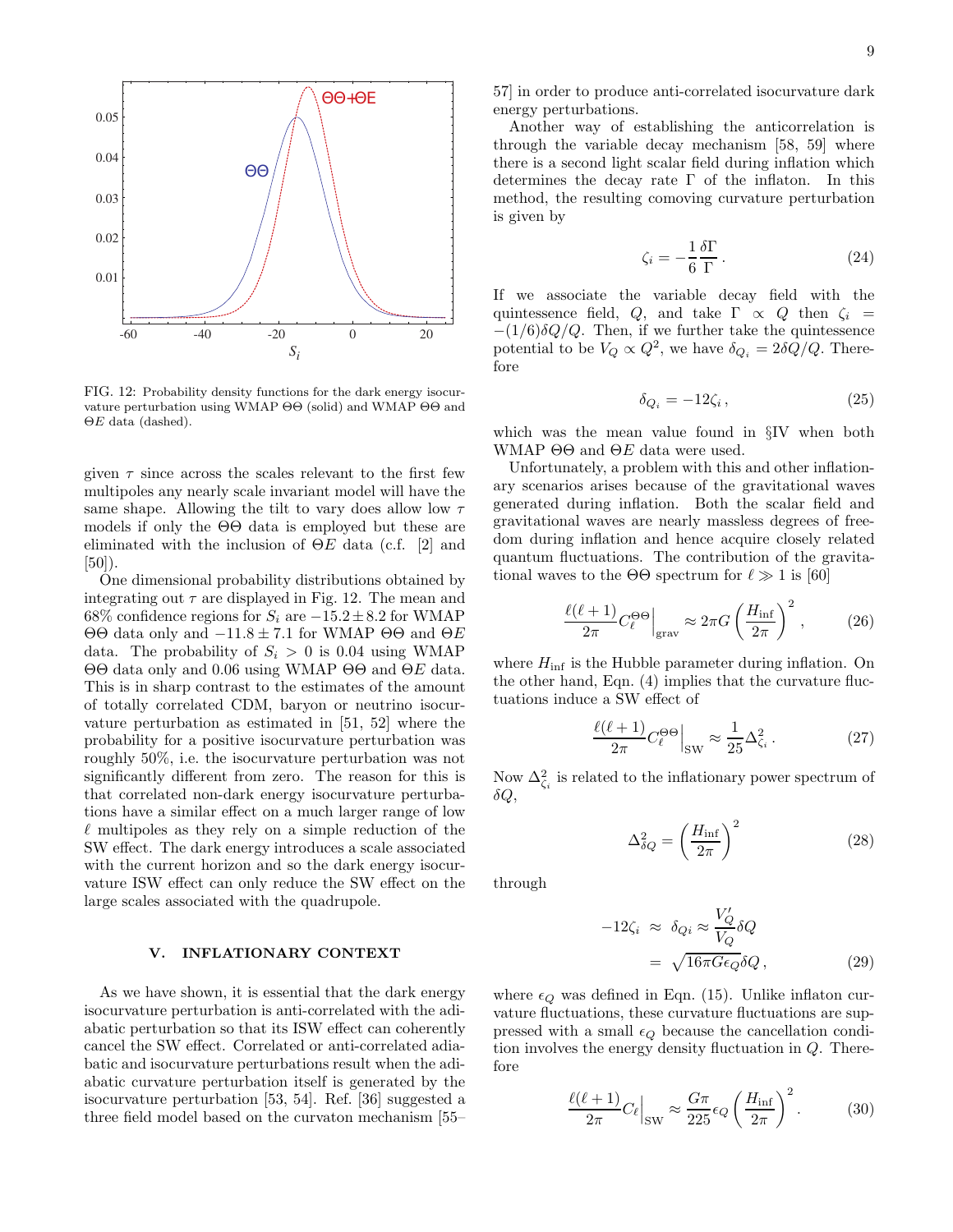FIG. 12: Probability density functions for the dark energy isocurvature perturbation using WMAP ΘΘ (solid) and WMAP ΘΘ and ΘE data (dashed).

given $\tau$ since across the scales relevant to the first few multipoles any nearly scale invariant model will have the same shape. Allowing the tilt to vary does allow $\tau$ models if only the ΘΘ data is employed but these are eliminated with the inclusion of ΘE data (c.f. [2] and [50]).

One dimensional probability distributions obtained by integrating out $\tau$ are displayed in Fig. 12. The mean and 68% confidence regions for $S_i$ are $-15.2 \pm 8.2$ for WMAP ΘΘ data only and $-11.8 \pm 7.1$ for WMAP ΘΘ and ΘE data. The probability of $S_i > 0$ is 0.04 using WMAP ΘΘ data only and 0.06 using WMAP ΘΘ and ΘE data. This is in sharp contrast to the estimates of the amount of totally correlated CDM, baryon or neutrino isocurvature perturbation as estimated in [51, 52] where the probability for a positive isocurvature perturbation was roughly 50%, i.e. the isocurvature perturbation was not significantly different from zero. The reason for this is that correlated non-dark energy isocurvature perturbations have a similar effect on a much larger range of low $\ell$ multipoles as they rely on a simple reduction of the SW effect. The dark energy introduces a scale associated with the current horizon and so the dark energy isocurvature ISW effect can only reduce the SW effect on the large scales associated with the quadrupole.

## V. INFLATIONARY CONTEXT

As we have shown, it is essential that the dark energy isocurvature perturbation is anti-correlated with the adiabatic perturbation so that its ISW effect can coherently cancel the SW effect. Correlated or anti-correlated adiabatic and isocurvature perturbations result when the adiabatic curvature perturbation itself is generated by the isocurvature perturbation [53, 54]. Ref. [36] suggested a three field model based on the curvaton mechanism [55–57] in order to produce anti-correlated isocurvature dark energy perturbations.

Another way of establishing the anticorrelation is through the variable decay mechanism [58, 59] where there is a second light scalar field during inflation which determines the decay rate $\Gamma$ of the inflaton. In this method, the resulting comoving curvature perturbation is given by

$$\zeta_i = -\frac{1}{6}\frac{\delta\Gamma}{\Gamma}\,. \tag{24}$$

If we associate the variable decay field with the quintessence field, $Q$, and take $\Gamma \propto Q$ then $\zeta_i = -(1/6)\delta Q/Q$. Then, if we further take the quintessence potential to be $V_Q \propto Q^2$, we have $\delta_{Q_i} = 2\delta Q/Q$. Therefore

$$\delta_{Q_i} = -12\zeta_i\,, \tag{25}$$

which was the mean value found in §IV when both WMAP ΘΘ and ΘE data were used.

Unfortunately, a problem with this and other inflationary scenarios arises because of the gravitational waves generated during inflation. Both the scalar field and gravitational waves are nearly massless degrees of freedom during inflation and hence acquire closely related quantum fluctuations. The contribution of the gravitational waves to the ΘΘ spectrum for $\ell \gg 1$ is [60]

$$\frac{\ell(\ell+1)}{2\pi}C_\ell^{\Theta\Theta}\Big|_{\rm grav} \approx 2\pi G\left(\frac{H_{\rm inf}}{2\pi}\right)^2\,, \tag{26}$$

where $H_{\rm inf}$ is the Hubble parameter during inflation. On the other hand, Eqn. (4) implies that the curvature fluctuations induce a SW effect of

$$\frac{\ell(\ell+1)}{2\pi}C_\ell^{\Theta\Theta}\Big|_{\rm SW} \approx \frac{1}{25}\Delta^2_{\zeta_i}\,. \tag{27}$$

Now $\Delta^2_{\zeta_i}$ is related to the inflationary power spectrum of $\delta Q$,

$$\Delta^2_{\delta Q} = \left(\frac{H_{\rm inf}}{2\pi}\right)^2 \tag{28}$$

through

$$\begin{aligned} -12\zeta_i &\approx \delta_{Qi} \approx \frac{V_Q'}{V_Q}\delta Q \\ &= \sqrt{16\pi G\epsilon_Q}\,\delta Q\,, \end{aligned} \tag{29}$$

where $\epsilon_Q$ was defined in Eqn. (15). Unlike inflaton curvature fluctuations, these curvature fluctuations are suppressed with a small $\epsilon_Q$ because the cancellation condition involves the energy density fluctuation in $Q$. Therefore

$$\frac{\ell(\ell+1)}{2\pi}C_\ell\Big|_{\rm SW} \approx \frac{G\pi}{225}\epsilon_Q\left(\frac{H_{\rm inf}}{2\pi}\right)^2\,. \tag{30}$$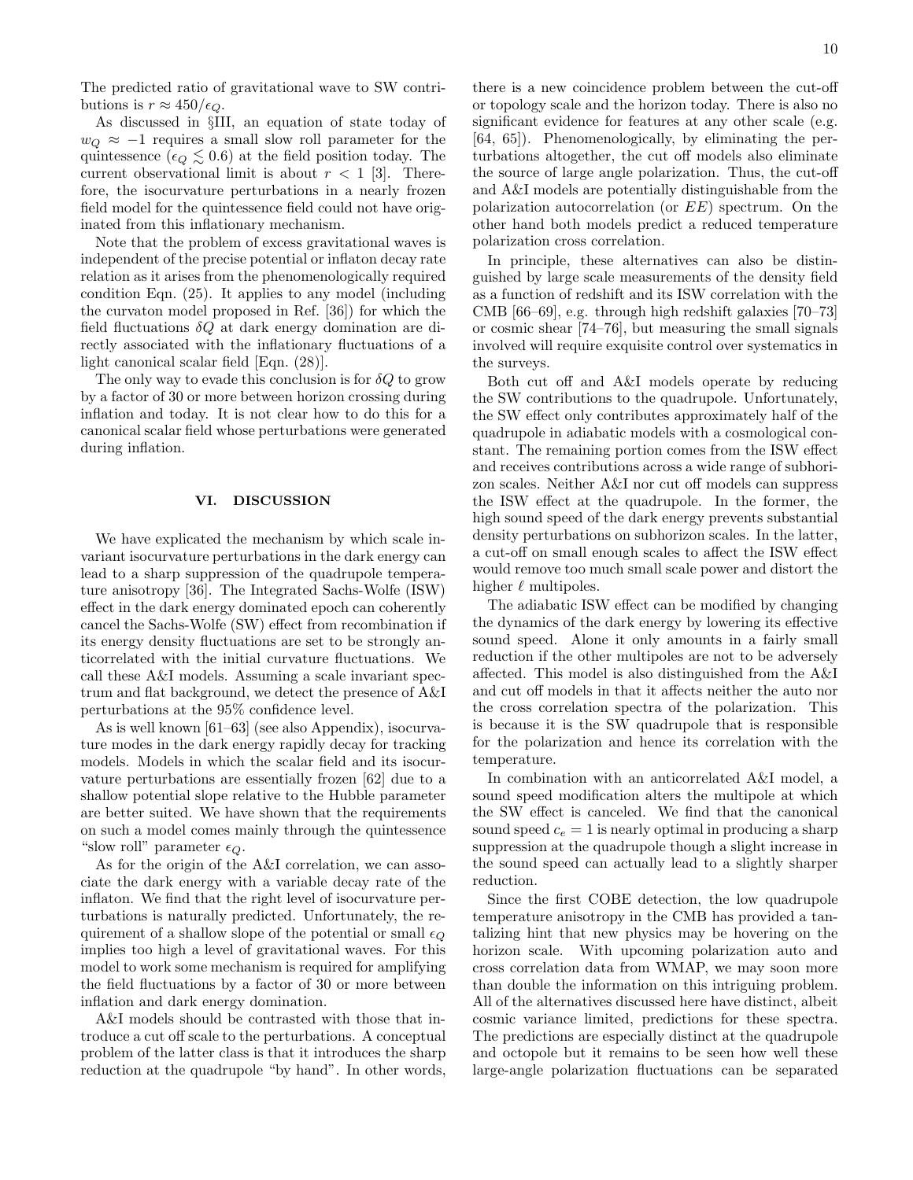The predicted ratio of gravitational wave to SW contributions is $r \approx 450/\epsilon_Q$.

As discussed in §III, an equation of state today of $w_Q \approx -1$ requires a small slow roll parameter for the quintessence ($\epsilon_Q \lesssim 0.6$) at the field position today. The current observational limit is about $r < 1$ [3]. Therefore, the isocurvature perturbations in a nearly frozen field model for the quintessence field could not have originated from this inflationary mechanism.

Note that the problem of excess gravitational waves is independent of the precise potential or inflaton decay rate relation as it arises from the phenomenologically required condition Eqn. (25). It applies to any model (including the curvaton model proposed in Ref. [36]) for which the field fluctuations $\delta Q$ at dark energy domination are directly associated with the inflationary fluctuations of a light canonical scalar field [Eqn. (28)].

The only way to evade this conclusion is for $\delta Q$ to grow by a factor of 30 or more between horizon crossing during inflation and today. It is not clear how to do this for a canonical scalar field whose perturbations were generated during inflation.

## VI. DISCUSSION

We have explicated the mechanism by which scale invariant isocurvature perturbations in the dark energy can lead to a sharp suppression of the quadrupole temperature anisotropy [36]. The Integrated Sachs-Wolfe (ISW) effect in the dark energy dominated epoch can coherently cancel the Sachs-Wolfe (SW) effect from recombination if its energy density fluctuations are set to be strongly anticorrelated with the initial curvature fluctuations. We call these A&I models. Assuming a scale invariant spectrum and flat background, we detect the presence of A&I perturbations at the 95% confidence level.

As is well known [61–63] (see also Appendix), isocurvature modes in the dark energy rapidly decay for tracking models. Models in which the scalar field and its isocurvature perturbations are essentially frozen [62] due to a shallow potential slope relative to the Hubble parameter are better suited. We have shown that the requirements on such a model comes mainly through the quintessence "slow roll" parameter $\epsilon_Q$.

As for the origin of the A&I correlation, we can associate the dark energy with a variable decay rate of the inflaton. We find that the right level of isocurvature perturbations is naturally predicted. Unfortunately, the requirement of a shallow slope of the potential or small $\epsilon_Q$ implies too high a level of gravitational waves. For this model to work some mechanism is required for amplifying the field fluctuations by a factor of 30 or more between inflation and dark energy domination.

A&I models should be contrasted with those that introduce a cut off scale to the perturbations. A conceptual problem of the latter class is that it introduces the sharp reduction at the quadrupole "by hand". In other words, there is a new coincidence problem between the cut-off or topology scale and the horizon today. There is also no significant evidence for features at any other scale (e.g. [64, 65]). Phenomenologically, by eliminating the perturbations altogether, the cut off models also eliminate the source of large angle polarization. Thus, the cut-off and A&I models are potentially distinguishable from the polarization autocorrelation (or $EE$) spectrum. On the other hand both models predict a reduced temperature polarization cross correlation.

In principle, these alternatives can also be distinguished by large scale measurements of the density field as a function of redshift and its ISW correlation with the CMB [66–69], e.g. through high redshift galaxies [70–73] or cosmic shear [74–76], but measuring the small signals involved will require exquisite control over systematics in the surveys.

Both cut off and A&I models operate by reducing the SW contributions to the quadrupole. Unfortunately, the SW effect only contributes approximately half of the quadrupole in adiabatic models with a cosmological constant. The remaining portion comes from the ISW effect and receives contributions across a wide range of subhorizon scales. Neither A&I nor cut off models can suppress the ISW effect at the quadrupole. In the former, the high sound speed of the dark energy prevents substantial density perturbations on subhorizon scales. In the latter, a cut-off on small enough scales to affect the ISW effect would remove too much small scale power and distort the higher $\ell$ multipoles.

The adiabatic ISW effect can be modified by changing the dynamics of the dark energy by lowering its effective sound speed. Alone it only amounts in a fairly small reduction if the other multipoles are not to be adversely affected. This model is also distinguished from the A&I and cut off models in that it affects neither the auto nor the cross correlation spectra of the polarization. This is because it is the SW quadrupole that is responsible for the polarization and hence its correlation with the temperature.

In combination with an anticorrelated A&I model, a sound speed modification alters the multipole at which the SW effect is canceled. We find that the canonical sound speed $c_e = 1$ is nearly optimal in producing a sharp suppression at the quadrupole though a slight increase in the sound speed can actually lead to a slightly sharper reduction.

Since the first COBE detection, the low quadrupole temperature anisotropy in the CMB has provided a tantalizing hint that new physics may be hovering on the horizon scale. With upcoming polarization auto and cross correlation data from WMAP, we may soon more than double the information on this intriguing problem. All of the alternatives discussed here have distinct, albeit cosmic variance limited, predictions for these spectra. The predictions are especially distinct at the quadrupole and octopole but it remains to be seen how well these large-angle polarization fluctuations can be separated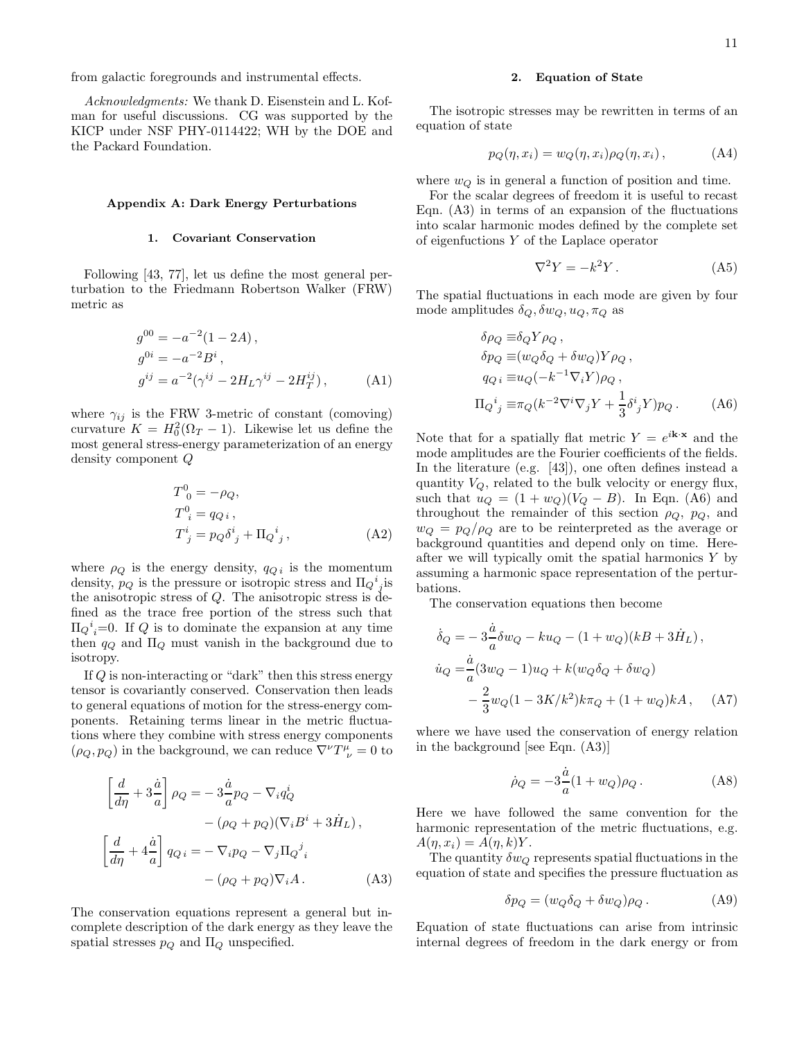from galactic foregrounds and instrumental effects.

*Acknowledgments:* We thank D. Eisenstein and L. Kofman for useful discussions. CG was supported by the KICP under NSF PHY-0114422; WH by the DOE and the Packard Foundation.

## Appendix A: Dark Energy Perturbations

### 1. Covariant Conservation

Following [43, 77], let us define the most general perturbation to the Friedmann Robertson Walker (FRW) metric as

$$
\begin{aligned}
g^{00} &= -a^{-2}(1-2A)\,, \\
g^{0i} &= -a^{-2}B^i\,, \\
g^{ij} &= a^{-2}(\gamma^{ij} - 2H_L\gamma^{ij} - 2H_T^{ij})\,,
\end{aligned}
\tag{A1}
$$

where $\gamma_{ij}$ is the FRW 3-metric of constant (comoving) curvature $K = H_0^2(\Omega_T - 1)$. Likewise let us define the most general stress-energy parameterization of an energy density component $Q$

$$
\begin{aligned}
T^0{}_0 &= -\rho_Q, \\
T^0{}_i &= q_{Q\,i}\,, \\
T^i{}_j &= p_Q\delta^i{}_j + \Pi_Q{}^i{}_j\,,
\end{aligned}
\tag{A2}
$$

where $\rho_Q$ is the energy density, $q_{Q\,i}$ is the momentum density, $p_Q$ is the pressure or isotropic stress and $\Pi_Q{}^i{}_j$ is the anisotropic stress of $Q$. The anisotropic stress is defined as the trace free portion of the stress such that $\Pi_Q{}^i{}_i$=0. If $Q$ is to dominate the expansion at any time then $q_Q$ and $\Pi_Q$ must vanish in the background due to isotropy.

If $Q$ is non-interacting or "dark" then this stress energy tensor is covariantly conserved. Conservation then leads to general equations of motion for the stress-energy components. Retaining terms linear in the metric fluctuations where they combine with stress energy components $(\rho_Q, p_Q)$ in the background, we can reduce $\nabla^\nu T^\mu{}_\nu = 0$ to

$$
\begin{aligned}
\left[\frac{d}{d\eta} + 3\frac{\dot a}{a}\right]\rho_Q =& -3\frac{\dot a}{a}p_Q - \nabla_i q_Q^i \\
&- (\rho_Q + p_Q)(\nabla_i B^i + 3\dot H_L)\,, \\
\left[\frac{d}{d\eta} + 4\frac{\dot a}{a}\right]q_{Q\,i} =& -\nabla_i p_Q - \nabla_j \Pi_Q{}^j{}_i \\
&- (\rho_Q + p_Q)\nabla_i A\,.
\end{aligned}
\tag{A3}
$$

The conservation equations represent a general but incomplete description of the dark energy as they leave the spatial stresses $p_Q$ and $\Pi_Q$ unspecified.

### 2. Equation of State

The isotropic stresses may be rewritten in terms of an equation of state

$$
p_Q(\eta, x_i) = w_Q(\eta, x_i)\rho_Q(\eta, x_i)\,, \tag{A4}
$$

where $w_Q$ is in general a function of position and time.

For the scalar degrees of freedom it is useful to recast Eqn. (A3) in terms of an expansion of the fluctuations into scalar harmonic modes defined by the complete set of eigenfuctions $Y$ of the Laplace operator

$$
\nabla^2 Y = -k^2 Y\,. \tag{A5}
$$

The spatial fluctuations in each mode are given by four mode amplitudes $\delta_Q, \delta w_Q, u_Q, \pi_Q$ as

$$
\begin{aligned}
\delta\rho_Q &\equiv \delta_Q Y \rho_Q\,, \\
\delta p_Q &\equiv (w_Q\delta_Q + \delta w_Q) Y \rho_Q\,, \\
q_{Q\,i} &\equiv u_Q(-k^{-1}\nabla_i Y)\rho_Q\,, \\
\Pi_Q{}^i{}_j &\equiv \pi_Q(k^{-2}\nabla^i\nabla_j Y + \frac{1}{3}\delta^i{}_j Y)p_Q\,.
\end{aligned}
\tag{A6}
$$

Note that for a spatially flat metric $Y = e^{i\mathbf{k}\cdot\mathbf{x}}$ and the mode amplitudes are the Fourier coefficients of the fields. In the literature (e.g. [43]), one often defines instead a quantity $V_Q$, related to the bulk velocity or energy flux, such that $u_Q = (1 + w_Q)(V_Q - B)$. In Eqn. (A6) and throughout the remainder of this section $\rho_Q$, $p_Q$, and $w_Q = p_Q/\rho_Q$ are to be reinterpreted as the average or background quantities and depend only on time. Hereafter we will typically omit the spatial harmonics $Y$ by assuming a harmonic space representation of the perturbations.

The conservation equations then become

$$
\begin{aligned}
\dot\delta_Q =& -3\frac{\dot a}{a}\delta w_Q - k u_Q - (1 + w_Q)(kB + 3\dot H_L)\,, \\
\dot u_Q =& \frac{\dot a}{a}(3w_Q - 1)u_Q + k(w_Q\delta_Q + \delta w_Q) \\
&- \frac{2}{3}w_Q(1 - 3K/k^2)k\pi_Q + (1 + w_Q)kA\,,
\end{aligned}
\tag{A7}
$$

where we have used the conservation of energy relation in the background [see Eqn. (A3)]

$$
\dot\rho_Q = -3\frac{\dot a}{a}(1 + w_Q)\rho_Q\,. \tag{A8}
$$

Here we have followed the same convention for the harmonic representation of the metric fluctuations, e.g. $A(\eta, x_i) = A(\eta, k)Y$.

The quantity $\delta w_Q$ represents spatial fluctuations in the equation of state and specifies the pressure fluctuation as

$$
\delta p_Q = (w_Q\delta_Q + \delta w_Q)\rho_Q\,. \tag{A9}
$$

Equation of state fluctuations can arise from intrinsic internal degrees of freedom in the dark energy or from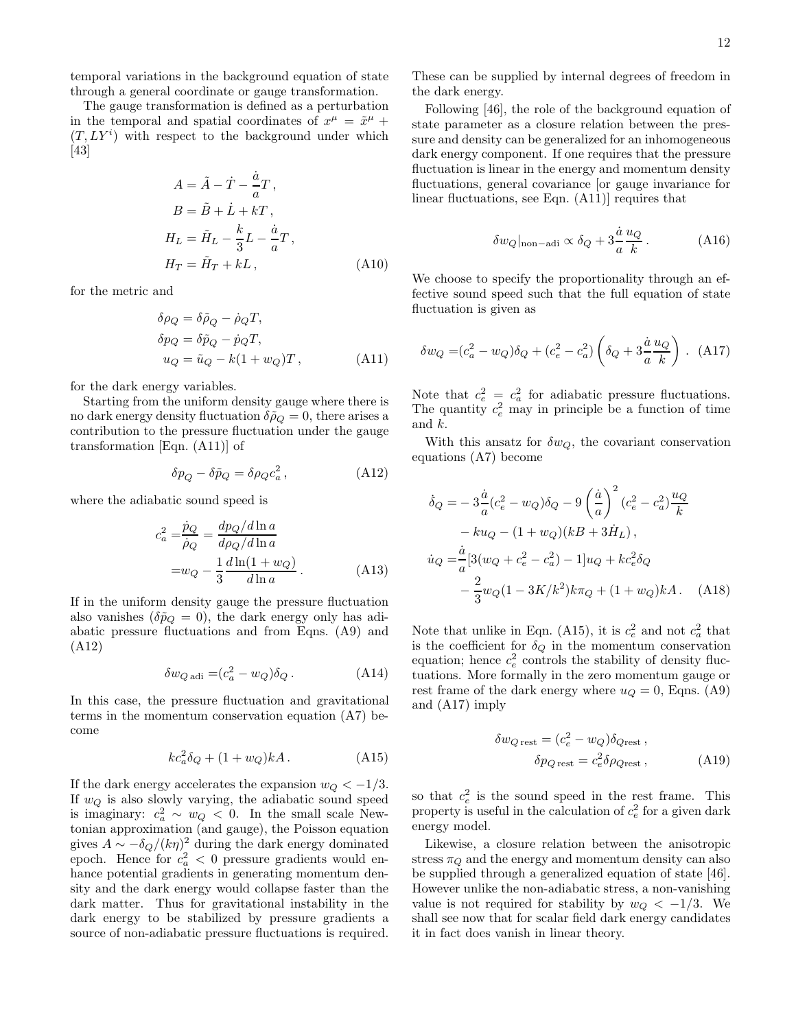temporal variations in the background equation of state through a general coordinate or gauge transformation.

The gauge transformation is defined as a perturbation in the temporal and spatial coordinates of $x^\mu = \tilde{x}^\mu + (T, LY^i)$ with respect to the background under which [43]

$$
\begin{aligned}
A &= \tilde{A} - \dot{T} - \frac{\dot{a}}{a}T\,, \\
B &= \tilde{B} + \dot{L} + kT\,, \\
H_L &= \tilde{H}_L - \frac{k}{3}L - \frac{\dot{a}}{a}T\,, \\
H_T &= \tilde{H}_T + kL\,,
\end{aligned} \tag{A10}
$$

for the metric and

$$
\begin{aligned}
\delta\rho_Q &= \delta\tilde{\rho}_Q - \dot{\rho}_Q T, \\
\delta p_Q &= \delta\tilde{p}_Q - \dot{p}_Q T, \\
u_Q &= \tilde{u}_Q - k(1+w_Q)T\,,
\end{aligned} \tag{A11}
$$

for the dark energy variables.

Starting from the uniform density gauge where there is no dark energy density fluctuation $\delta\tilde{\rho}_Q = 0$, there arises a contribution to the pressure fluctuation under the gauge transformation [Eqn. (A11)] of

$$
\delta p_Q - \delta\tilde{p}_Q = \delta\rho_Q c_a^2\,, \tag{A12}
$$

where the adiabatic sound speed is

$$
\begin{aligned}
c_a^2 =& \frac{\dot{p}_Q}{\dot{\rho}_Q} = \frac{dp_Q/d\ln a}{d\rho_Q/d\ln a} \\
=& w_Q - \frac{1}{3}\frac{d\ln(1+w_Q)}{d\ln a}\,.
\end{aligned} \tag{A13}
$$

If in the uniform density gauge the pressure fluctuation also vanishes ($\delta\tilde{p}_Q = 0$), the dark energy only has adiabatic pressure fluctuations and from Eqns. (A9) and (A12)

$$
\delta w_{Q\,\mathrm{adi}} = (c_a^2 - w_Q)\delta_Q\,. \tag{A14}
$$

In this case, the pressure fluctuation and gravitational terms in the momentum conservation equation (A7) become

$$
kc_a^2\delta_Q + (1+w_Q)kA\,. \tag{A15}
$$

If the dark energy accelerates the expansion $w_Q < -1/3$. If $w_Q$ is also slowly varying, the adiabatic sound speed is imaginary: $c_a^2 \sim w_Q < 0$. In the small scale Newtonian approximation (and gauge), the Poisson equation gives $A \sim -\delta_Q/(k\eta)^2$ during the dark energy dominated epoch. Hence for $c_a^2 < 0$ pressure gradients would enhance potential gradients in generating momentum density and the dark energy would collapse faster than the dark matter. Thus for gravitational instability in the dark energy to be stabilized by pressure gradients a source of non-adiabatic pressure fluctuations is required. These can be supplied by internal degrees of freedom in the dark energy.

Following [46], the role of the background equation of state parameter as a closure relation between the pressure and density can be generalized for an inhomogeneous dark energy component. If one requires that the pressure fluctuation is linear in the energy and momentum density fluctuations, general covariance [or gauge invariance for linear fluctuations, see Eqn. (A11)] requires that

$$
\delta w_Q|_{\mathrm{non-adi}} \propto \delta_Q + 3\frac{\dot{a}}{a}\frac{u_Q}{k}\,. \tag{A16}
$$

We choose to specify the proportionality through an effective sound speed such that the full equation of state fluctuation is given as

$$
\delta w_Q = (c_a^2 - w_Q)\delta_Q + (c_e^2 - c_a^2)\left(\delta_Q + 3\frac{\dot{a}}{a}\frac{u_Q}{k}\right)\,. \tag{A17}
$$

Note that $c_e^2 = c_a^2$ for adiabatic pressure fluctuations. The quantity $c_e^2$ may in principle be a function of time and $k$.

With this ansatz for $\delta w_Q$, the covariant conservation equations (A7) become

$$
\begin{aligned}
\dot{\delta}_Q =& -3\frac{\dot{a}}{a}(c_e^2 - w_Q)\delta_Q - 9\left(\frac{\dot{a}}{a}\right)^2(c_e^2 - c_a^2)\frac{u_Q}{k} \\
&- ku_Q - (1+w_Q)(kB + 3\dot{H}_L)\,, \\
\dot{u}_Q =& \frac{\dot{a}}{a}[3(w_Q + c_e^2 - c_a^2) - 1]u_Q + kc_e^2\delta_Q \\
&- \frac{2}{3}w_Q(1 - 3K/k^2)k\pi_Q + (1+w_Q)kA\,.
\end{aligned} \tag{A18}
$$

Note that unlike in Eqn. (A15), it is $c_e^2$ and not $c_a^2$ that is the coefficient for $\delta_Q$ in the momentum conservation equation; hence $c_e^2$ controls the stability of density fluctuations. More formally in the zero momentum gauge or rest frame of the dark energy where $u_Q = 0$, Eqns. (A9) and (A17) imply

$$
\begin{aligned}
\delta w_{Q\,\mathrm{rest}} &= (c_e^2 - w_Q)\delta_{Q\mathrm{rest}}\,, \\
\delta p_{Q\,\mathrm{rest}} &= c_e^2\delta\rho_{Q\mathrm{rest}}\,,
\end{aligned} \tag{A19}
$$

so that $c_e^2$ is the sound speed in the rest frame. This property is useful in the calculation of $c_e^2$ for a given dark energy model.

Likewise, a closure relation between the anisotropic stress $\pi_Q$ and the energy and momentum density can also be supplied through a generalized equation of state [46]. However unlike the non-adiabatic stress, a non-vanishing value is not required for stability by $w_Q < -1/3$. We shall see now that for scalar field dark energy candidates it in fact does vanish in linear theory.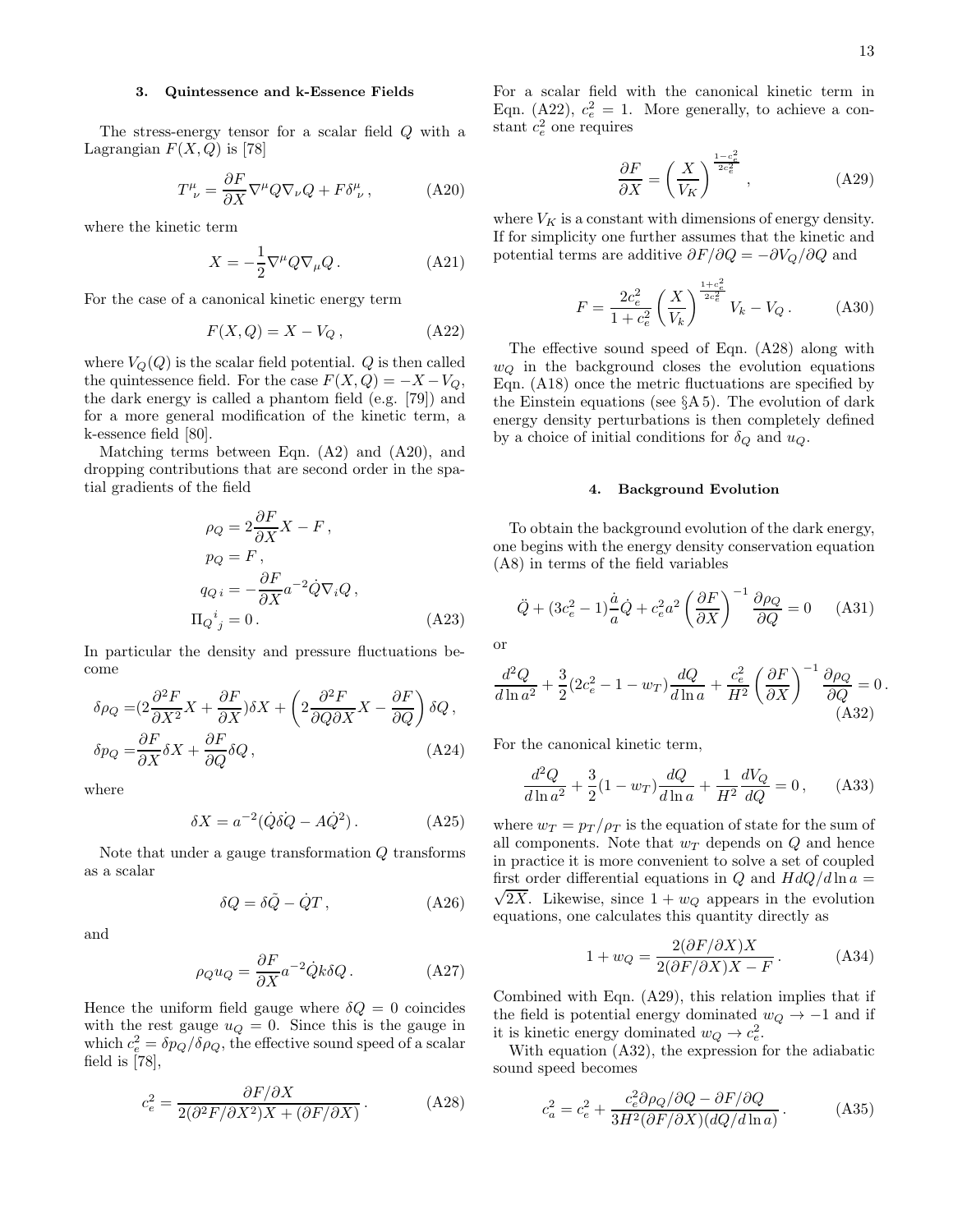### 3. Quintessence and k-Essence Fields

The stress-energy tensor for a scalar field $Q$ with a Lagrangian $F(X,Q)$ is [78]

$$T^{\mu}{}_{\nu} = \frac{\partial F}{\partial X}\nabla^{\mu}Q\nabla_{\nu}Q + F\delta^{\mu}{}_{\nu}\,, \tag{A20}$$

where the kinetic term

$$X = -\frac{1}{2}\nabla^{\mu}Q\nabla_{\mu}Q\,. \tag{A21}$$

For the case of a canonical kinetic energy term

$$F(X,Q) = X - V_Q\,, \tag{A22}$$

where $V_Q(Q)$ is the scalar field potential. $Q$ is then called the quintessence field. For the case $F(X,Q) = -X - V_Q$, the dark energy is called a phantom field (e.g. [79]) and for a more general modification of the kinetic term, a k-essence field [80].

Matching terms between Eqn. (A2) and (A20), and dropping contributions that are second order in the spatial gradients of the field

$$\begin{aligned}
\rho_Q &= 2\frac{\partial F}{\partial X}X - F\,,\\
p_Q &= F\,,\\
q_{Q\,i} &= -\frac{\partial F}{\partial X}a^{-2}\dot{Q}\nabla_i Q\,,\\
\Pi_Q{}^{i}{}_{j} &= 0\,.
\end{aligned} \tag{A23}$$

In particular the density and pressure fluctuations become

$$\begin{aligned}
\delta\rho_Q =& (2\frac{\partial^2 F}{\partial X^2}X + \frac{\partial F}{\partial X})\delta X + \left(2\frac{\partial^2 F}{\partial Q\partial X}X - \frac{\partial F}{\partial Q}\right)\delta Q\,,\\
\delta p_Q =& \frac{\partial F}{\partial X}\delta X + \frac{\partial F}{\partial Q}\delta Q\,,
\end{aligned} \tag{A24}$$

where

$$\delta X = a^{-2}(\dot{Q}\dot{\delta Q} - A\dot{Q}^2)\,. \tag{A25}$$

Note that under a gauge transformation $Q$ transforms as a scalar

$$\delta Q = \delta\tilde{Q} - \dot{Q}T\,, \tag{A26}$$

and

$$\rho_Q u_Q = \frac{\partial F}{\partial X}a^{-2}\dot{Q}k\delta Q\,. \tag{A27}$$

Hence the uniform field gauge where $\delta Q = 0$ coincides with the rest gauge $u_Q = 0$. Since this is the gauge in which $c_e^2 = \delta p_Q/\delta\rho_Q$, the effective sound speed of a scalar field is [78],

$$c_e^2 = \frac{\partial F/\partial X}{2(\partial^2 F/\partial X^2)X + (\partial F/\partial X)}\,. \tag{A28}$$

For a scalar field with the canonical kinetic term in Eqn. (A22), $c_e^2 = 1$. More generally, to achieve a constant $c_e^2$ one requires

$$\frac{\partial F}{\partial X} = \left(\frac{X}{V_K}\right)^{\frac{1-c_e^2}{2c_e^2}}\,, \tag{A29}$$

where $V_K$ is a constant with dimensions of energy density. If for simplicity one further assumes that the kinetic and potential terms are additive $\partial F/\partial Q = -\partial V_Q/\partial Q$ and

$$F = \frac{2c_e^2}{1+c_e^2}\left(\frac{X}{V_k}\right)^{\frac{1+c_e^2}{2c_e^2}}V_k - V_Q\,. \tag{A30}$$

The effective sound speed of Eqn. (A28) along with $w_Q$ in the background closes the evolution equations Eqn. (A18) once the metric fluctuations are specified by the Einstein equations (see §A 5). The evolution of dark energy density perturbations is then completely defined by a choice of initial conditions for $\delta_Q$ and $u_Q$.

### 4. Background Evolution

To obtain the background evolution of the dark energy, one begins with the energy density conservation equation (A8) in terms of the field variables

$$\ddot{Q} + (3c_e^2 - 1)\frac{\dot{a}}{a}\dot{Q} + c_e^2 a^2\left(\frac{\partial F}{\partial X}\right)^{-1}\frac{\partial\rho_Q}{\partial Q} = 0 \tag{A31}$$

or

$$\frac{d^2Q}{d\ln a^2} + \frac{3}{2}(2c_e^2 - 1 - w_T)\frac{dQ}{d\ln a} + \frac{c_e^2}{H^2}\left(\frac{\partial F}{\partial X}\right)^{-1}\frac{\partial\rho_Q}{\partial Q} = 0\,. \tag{A32}$$

For the canonical kinetic term,

$$\frac{d^2Q}{d\ln a^2} + \frac{3}{2}(1 - w_T)\frac{dQ}{d\ln a} + \frac{1}{H^2}\frac{dV_Q}{dQ} = 0\,, \tag{A33}$$

where $w_T = p_T/\rho_T$ is the equation of state for the sum of all components. Note that $w_T$ depends on $Q$ and hence in practice it is more convenient to solve a set of coupled first order differential equations in $Q$ and $H dQ/d\ln a = \sqrt{2X}$. Likewise, since $1 + w_Q$ appears in the evolution equations, one calculates this quantity directly as

$$1 + w_Q = \frac{2(\partial F/\partial X)X}{2(\partial F/\partial X)X - F}\,. \tag{A34}$$

Combined with Eqn. (A29), this relation implies that if the field is potential energy dominated $w_Q \to -1$ and if it is kinetic energy dominated $w_Q \to c_e^2$.

With equation (A32), the expression for the adiabatic sound speed becomes

$$c_a^2 = c_e^2 + \frac{c_e^2\partial\rho_Q/\partial Q - \partial F/\partial Q}{3H^2(\partial F/\partial X)(dQ/d\ln a)}\,. \tag{A35}$$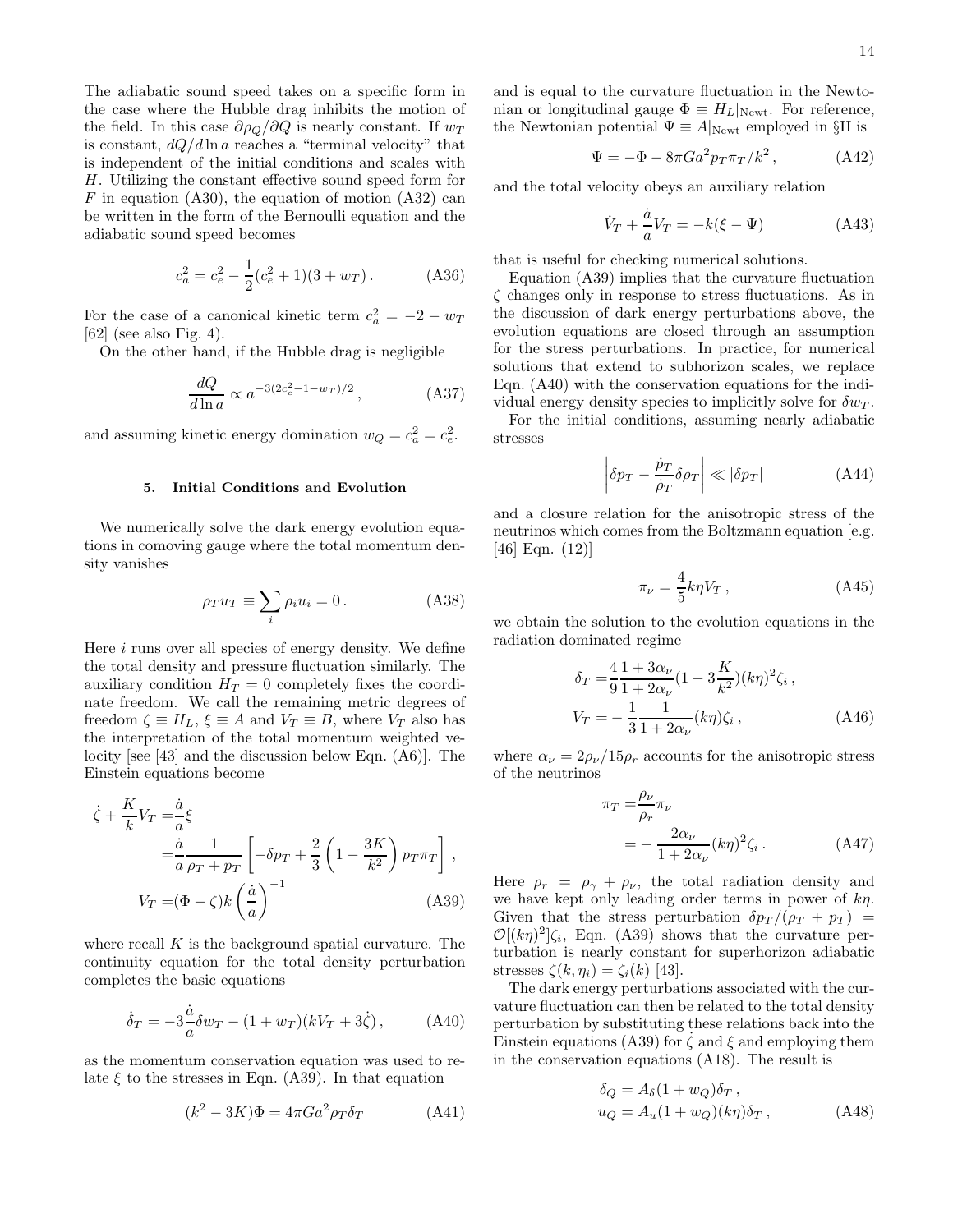The adiabatic sound speed takes on a specific form in the case where the Hubble drag inhibits the motion of the field. In this case $\partial\rho_Q/\partial Q$ is nearly constant. If $w_T$ is constant, $dQ/d\ln a$ reaches a "terminal velocity" that is independent of the initial conditions and scales with $H$. Utilizing the constant effective sound speed form for $F$ in equation (A30), the equation of motion (A32) can be written in the form of the Bernoulli equation and the adiabatic sound speed becomes

$$c_a^2 = c_e^2 - \frac{1}{2}(c_e^2+1)(3+w_T)\,. \tag{A36}$$

For the case of a canonical kinetic term $c_a^2 = -2 - w_T$ [62] (see also Fig. 4).

On the other hand, if the Hubble drag is negligible

$$\frac{dQ}{d\ln a} \propto a^{-3(2c_e^2-1-w_T)/2}\,, \tag{A37}$$

and assuming kinetic energy domination $w_Q = c_a^2 = c_e^2$.

### 5. Initial Conditions and Evolution

We numerically solve the dark energy evolution equations in comoving gauge where the total momentum density vanishes

$$\rho_T u_T \equiv \sum_i \rho_i u_i = 0\,. \tag{A38}$$

Here $i$ runs over all species of energy density. We define the total density and pressure fluctuation similarly. The auxiliary condition $H_T = 0$ completely fixes the coordinate freedom. We call the remaining metric degrees of freedom $\zeta \equiv H_L$, $\xi \equiv A$ and $V_T \equiv B$, where $V_T$ also has the interpretation of the total momentum weighted velocity [see [43] and the discussion below Eqn. (A6)]. The Einstein equations become

$$\begin{aligned}
\dot\zeta + \frac{K}{k}V_T =& \frac{\dot a}{a}\xi \\
=& \frac{\dot a}{a}\frac{1}{\rho_T+p_T}\left[-\delta p_T + \frac{2}{3}\left(1-\frac{3K}{k^2}\right)p_T\pi_T\right]\,, \\
V_T =& (\Phi - \zeta)k\left(\frac{\dot a}{a}\right)^{-1}
\end{aligned} \tag{A39}$$

where recall $K$ is the background spatial curvature. The continuity equation for the total density perturbation completes the basic equations

$$\dot\delta_T = -3\frac{\dot a}{a}\delta w_T - (1+w_T)(kV_T + 3\dot\zeta)\,, \tag{A40}$$

as the momentum conservation equation was used to relate $\xi$ to the stresses in Eqn. (A39). In that equation

$$(k^2 - 3K)\Phi = 4\pi G a^2 \rho_T \delta_T \tag{A41}$$

and is equal to the curvature fluctuation in the Newtonian or longitudinal gauge $\Phi \equiv H_L|_{\rm Newt}$. For reference, the Newtonian potential $\Psi \equiv A|_{\rm Newt}$ employed in §II is

$$\Psi = -\Phi - 8\pi G a^2 p_T \pi_T / k^2\,, \tag{A42}$$

and the total velocity obeys an auxiliary relation

$$\dot V_T + \frac{\dot a}{a}V_T = -k(\xi - \Psi) \tag{A43}$$

that is useful for checking numerical solutions.

Equation (A39) implies that the curvature fluctuation $\zeta$ changes only in response to stress fluctuations. As in the discussion of dark energy perturbations above, the evolution equations are closed through an assumption for the stress perturbations. In practice, for numerical solutions that extend to subhorizon scales, we replace Eqn. (A40) with the conservation equations for the individual energy density species to implicitly solve for $\delta w_T$.

For the initial conditions, assuming nearly adiabatic stresses

$$\left|\delta p_T - \frac{\dot p_T}{\dot\rho_T}\delta\rho_T\right| \ll |\delta p_T| \tag{A44}$$

and a closure relation for the anisotropic stress of the neutrinos which comes from the Boltzmann equation [e.g. [46] Eqn. (12)]

$$\pi_\nu = \frac{4}{5}k\eta V_T\,, \tag{A45}$$

we obtain the solution to the evolution equations in the radiation dominated regime

$$\begin{aligned}
\delta_T =& \frac{4}{9}\frac{1+3\alpha_\nu}{1+2\alpha_\nu}\left(1-3\frac{K}{k^2}\right)(k\eta)^2\zeta_i\,, \\
V_T =& -\frac{1}{3}\frac{1}{1+2\alpha_\nu}(k\eta)\zeta_i\,,
\end{aligned} \tag{A46}$$

where $\alpha_\nu = 2\rho_\nu/15\rho_r$ accounts for the anisotropic stress of the neutrinos

$$\begin{aligned}
\pi_T =& \frac{\rho_\nu}{\rho_r}\pi_\nu \\
=& -\frac{2\alpha_\nu}{1+2\alpha_\nu}(k\eta)^2\zeta_i\,.
\end{aligned} \tag{A47}$$

Here $\rho_r = \rho_\gamma + \rho_\nu$, the total radiation density and we have kept only leading order terms in power of $k\eta$. Given that the stress perturbation $\delta p_T/(\rho_T + p_T) = \mathcal{O}[(k\eta)^2]\zeta_i$, Eqn. (A39) shows that the curvature perturbation is nearly constant for superhorizon adiabatic stresses $\zeta(k,\eta_i) = \zeta_i(k)$ [43].

The dark energy perturbations associated with the curvature fluctuation can then be related to the total density perturbation by substituting these relations back into the Einstein equations (A39) for $\dot\zeta$ and $\xi$ and employing them in the conservation equations (A18). The result is

$$\begin{aligned}
\delta_Q =& A_\delta(1+w_Q)\delta_T\,, \\
u_Q =& A_u(1+w_Q)(k\eta)\delta_T\,,
\end{aligned} \tag{A48}$$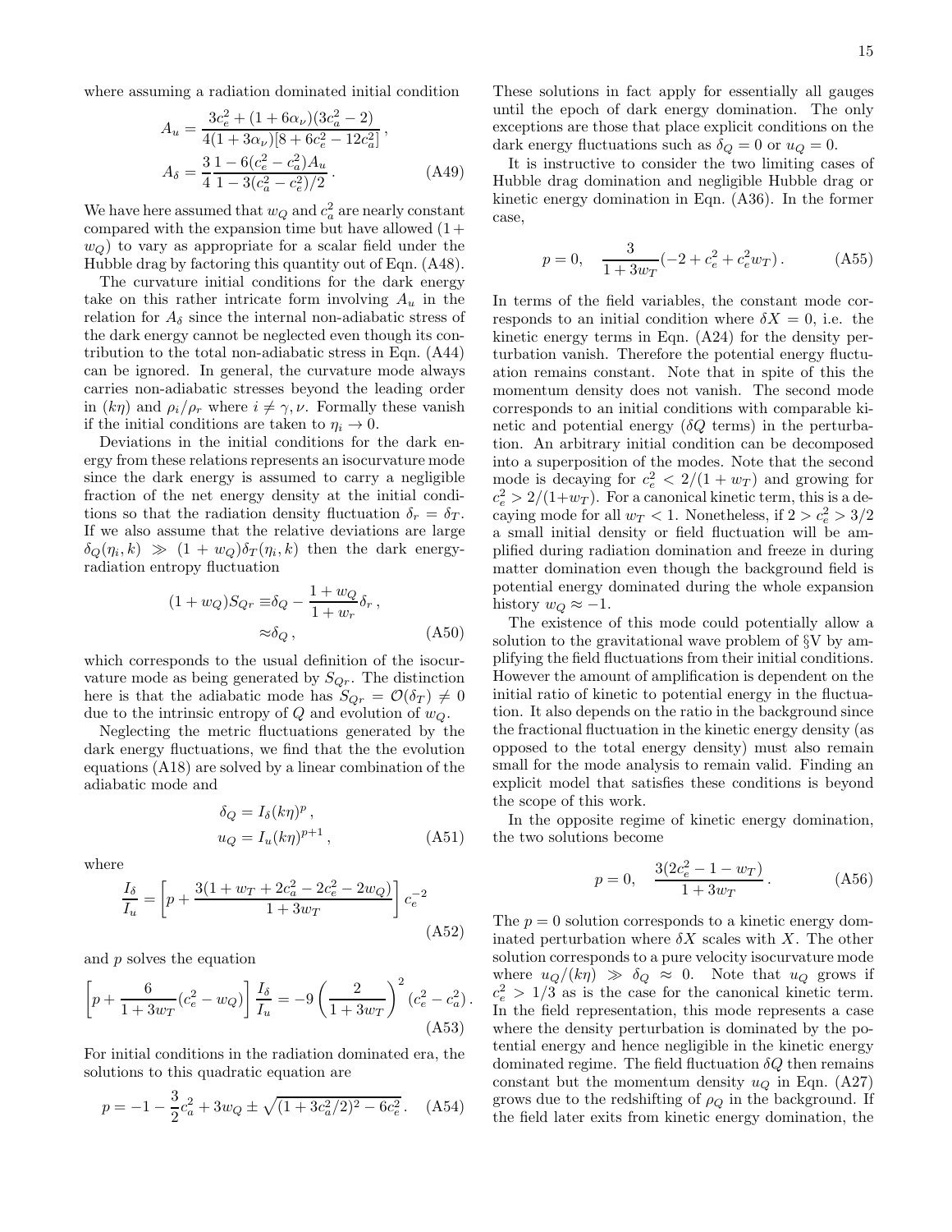where assuming a radiation dominated initial condition

$$A_u = \frac{3c_e^2 + (1+6\alpha_\nu)(3c_a^2 - 2)}{4(1+3\alpha_\nu)[8+6c_e^2 - 12c_a^2]},$$
$$A_\delta = \frac{3}{4}\frac{1-6(c_e^2 - c_a^2)A_u}{1-3(c_a^2 - c_e^2)/2}. \tag{A49}$$

We have here assumed that $w_Q$ and $c_a^2$ are nearly constant compared with the expansion time but have allowed $(1+w_Q)$ to vary as appropriate for a scalar field under the Hubble drag by factoring this quantity out of Eqn. (A48).

The curvature initial conditions for the dark energy take on this rather intricate form involving $A_u$ in the relation for $A_\delta$ since the internal non-adiabatic stress of the dark energy cannot be neglected even though its contribution to the total non-adiabatic stress in Eqn. (A44) can be ignored. In general, the curvature mode always carries non-adiabatic stresses beyond the leading order in $(k\eta)$ and $\rho_i/\rho_r$ where $i \neq \gamma, \nu$. Formally these vanish if the initial conditions are taken to $\eta_i \to 0$.

Deviations in the initial conditions for the dark energy from these relations represents an isocurvature mode since the dark energy is assumed to carry a negligible fraction of the net energy density at the initial conditions so that the radiation density fluctuation $\delta_r = \delta_T$. If we also assume that the relative deviations are large $\delta_Q(\eta_i, k) \gg (1+w_Q)\delta_T(\eta_i, k)$ then the dark energy-radiation entropy fluctuation

$$(1+w_Q)S_{Qr} \equiv \delta_Q - \frac{1+w_Q}{1+w_r}\delta_r,$$
$$\approx \delta_Q, \tag{A50}$$

which corresponds to the usual definition of the isocurvature mode as being generated by $S_{Qr}$. The distinction here is that the adiabatic mode has $S_{Qr} = \mathcal{O}(\delta_T) \neq 0$ due to the intrinsic entropy of $Q$ and evolution of $w_Q$.

Neglecting the metric fluctuations generated by the dark energy fluctuations, we find that the the evolution equations (A18) are solved by a linear combination of the adiabatic mode and

$$\delta_Q = I_\delta (k\eta)^p,$$
$$u_Q = I_u (k\eta)^{p+1}, \tag{A51}$$

where

$$\frac{I_\delta}{I_u} = \left[p + \frac{3(1+w_T+2c_a^2 - 2c_e^2 - 2w_Q)}{1+3w_T}\right] c_e^{-2} \tag{A52}$$

and $p$ solves the equation

$$\left[p + \frac{6}{1+3w_T}(c_e^2 - w_Q)\right]\frac{I_\delta}{I_u} = -9\left(\frac{2}{1+3w_T}\right)^2 (c_e^2 - c_a^2). \tag{A53}$$

For initial conditions in the radiation dominated era, the solutions to this quadratic equation are

$$p = -1 - \frac{3}{2}c_a^2 + 3w_Q \pm \sqrt{(1+3c_a^2/2)^2 - 6c_e^2}. \tag{A54}$$

These solutions in fact apply for essentially all gauges until the epoch of dark energy domination. The only exceptions are those that place explicit conditions on the dark energy fluctuations such as $\delta_Q = 0$ or $u_Q = 0$.

It is instructive to consider the two limiting cases of Hubble drag domination and negligible Hubble drag or kinetic energy domination in Eqn. (A36). In the former case,

$$p = 0, \quad \frac{3}{1+3w_T}(-2 + c_e^2 + c_e^2 w_T). \tag{A55}$$

In terms of the field variables, the constant mode corresponds to an initial condition where $\delta X = 0$, i.e. the kinetic energy terms in Eqn. (A24) for the density perturbation vanish. Therefore the potential energy fluctuation remains constant. Note that in spite of this the momentum density does not vanish. The second mode corresponds to an initial conditions with comparable kinetic and potential energy ($\delta Q$ terms) in the perturbation. An arbitrary initial condition can be decomposed into a superposition of the modes. Note that the second mode is decaying for $c_e^2 < 2/(1+w_T)$ and growing for $c_e^2 > 2/(1+w_T)$. For a canonical kinetic term, this is a decaying mode for all $w_T < 1$. Nonetheless, if $2 > c_e^2 > 3/2$ a small initial density or field fluctuation will be amplified during radiation domination and freeze in during matter domination even though the background field is potential energy dominated during the whole expansion history $w_Q \approx -1$.

The existence of this mode could potentially allow a solution to the gravitational wave problem of §V by amplifying the field fluctuations from their initial conditions. However the amount of amplification is dependent on the initial ratio of kinetic to potential energy in the fluctuation. It also depends on the ratio in the background since the fractional fluctuation in the kinetic energy density (as opposed to the total energy density) must also remain small for the mode analysis to remain valid. Finding an explicit model that satisfies these conditions is beyond the scope of this work.

In the opposite regime of kinetic energy domination, the two solutions become

$$p = 0, \quad \frac{3(2c_e^2 - 1 - w_T)}{1+3w_T}. \tag{A56}$$

The $p = 0$ solution corresponds to a kinetic energy dominated perturbation where $\delta X$ scales with $X$. The other solution corresponds to a pure velocity isocurvature mode where $u_Q/(k\eta) \gg \delta_Q \approx 0$. Note that $u_Q$ grows if $c_e^2 > 1/3$ as is the case for the canonical kinetic term. In the field representation, this mode represents a case where the density perturbation is dominated by the potential energy and hence negligible in the kinetic energy dominated regime. The field fluctuation $\delta Q$ then remains constant but the momentum density $u_Q$ in Eqn. (A27) grows due to the redshifting of $\rho_Q$ in the background. If the field later exits from kinetic energy domination, the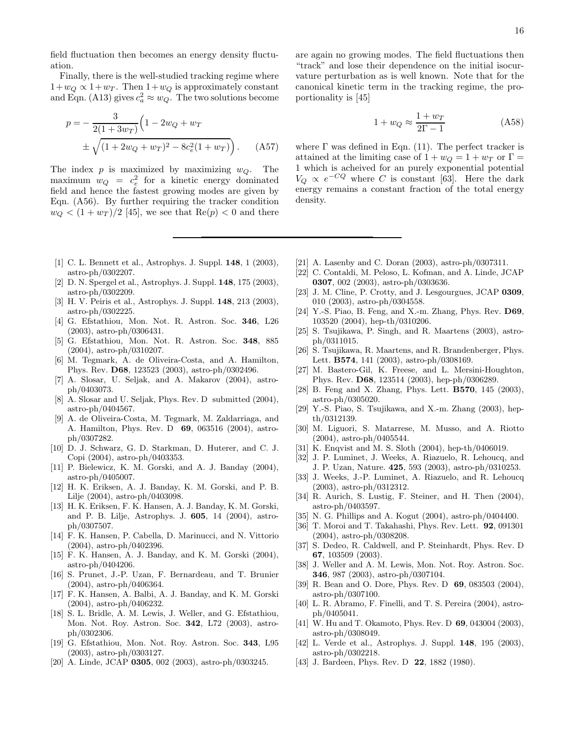field fluctuation then becomes an energy density fluctuation.

Finally, there is the well-studied tracking regime where $1+w_Q \propto 1+w_T$. Then $1+w_Q$ is approximately constant and Eqn. (A13) gives $c_a^2 \approx w_Q$. The two solutions become

$$p = -\frac{3}{2(1+3w_T)}\Big(1 - 2w_Q + w_T \pm \sqrt{(1+2w_Q+w_T)^2 - 8c_e^2(1+w_T)}\Big). \quad \text{(A57)}$$

The index $p$ is maximized by maximizing $w_Q$. The maximum $w_Q = c_e^2$ for a kinetic energy dominated field and hence the fastest growing modes are given by Eqn. (A56). By further requiring the tracker condition $w_Q < (1+w_T)/2$ [45], we see that $\mathrm{Re}(p) < 0$ and there are again no growing modes. The field fluctuations then "track" and lose their dependence on the initial isocurvature perturbation as is well known. Note that for the canonical kinetic term in the tracking regime, the proportionality is [45]

$$1 + w_Q \approx \frac{1+w_T}{2\Gamma - 1} \quad \text{(A58)}$$

where $\Gamma$ was defined in Eqn. (11). The perfect tracker is attained at the limiting case of $1+w_Q = 1+w_T$ or $\Gamma = 1$ which is acheived for an purely exponential potential $V_Q \propto e^{-CQ}$ where $C$ is constant [63]. Here the dark energy remains a constant fraction of the total energy density.

---

[1] C. L. Bennett et al., Astrophys. J. Suppl. **148**, 1 (2003), astro-ph/0302207.

[2] D. N. Spergel et al., Astrophys. J. Suppl. **148**, 175 (2003), astro-ph/0302209.

[3] H. V. Peiris et al., Astrophys. J. Suppl. **148**, 213 (2003), astro-ph/0302225.

[4] G. Efstathiou, Mon. Not. R. Astron. Soc. **346**, L26 (2003), astro-ph/0306431.

[5] G. Efstathiou, Mon. Not. R. Astron. Soc. **348**, 885 (2004), astro-ph/0310207.

[6] M. Tegmark, A. de Oliveira-Costa, and A. Hamilton, Phys. Rev. **D68**, 123523 (2003), astro-ph/0302496.

[7] A. Slosar, U. Seljak, and A. Makarov (2004), astro-ph/0403073.

[8] A. Slosar and U. Seljak, Phys. Rev. D submitted (2004), astro-ph/0404567.

[9] A. de Oliveira-Costa, M. Tegmark, M. Zaldarriaga, and A. Hamilton, Phys. Rev. D **69**, 063516 (2004), astro-ph/0307282.

[10] D. J. Schwarz, G. D. Starkman, D. Huterer, and C. J. Copi (2004), astro-ph/0403353.

[11] P. Bielewicz, K. M. Gorski, and A. J. Banday (2004), astro-ph/0405007.

[12] H. K. Eriksen, A. J. Banday, K. M. Gorski, and P. B. Lilje (2004), astro-ph/0403098.

[13] H. K. Eriksen, F. K. Hansen, A. J. Banday, K. M. Gorski, and P. B. Lilje, Astrophys. J. **605**, 14 (2004), astro-ph/0307507.

[14] F. K. Hansen, P. Cabella, D. Marinucci, and N. Vittorio (2004), astro-ph/0402396.

[15] F. K. Hansen, A. J. Banday, and K. M. Gorski (2004), astro-ph/0404206.

[16] S. Prunet, J.-P. Uzan, F. Bernardeau, and T. Brunier (2004), astro-ph/0406364.

[17] F. K. Hansen, A. Balbi, A. J. Banday, and K. M. Gorski (2004), astro-ph/0406232.

[18] S. L. Bridle, A. M. Lewis, J. Weller, and G. Efstathiou, Mon. Not. Roy. Astron. Soc. **342**, L72 (2003), astro-ph/0302306.

[19] G. Efstathiou, Mon. Not. Roy. Astron. Soc. **343**, L95 (2003), astro-ph/0303127.

[20] A. Linde, JCAP **0305**, 002 (2003), astro-ph/0303245.

[21] A. Lasenby and C. Doran (2003), astro-ph/0307311.

[22] C. Contaldi, M. Peloso, L. Kofman, and A. Linde, JCAP **0307**, 002 (2003), astro-ph/0303636.

[23] J. M. Cline, P. Crotty, and J. Lesgourgues, JCAP **0309**, 010 (2003), astro-ph/0304558.

[24] Y.-S. Piao, B. Feng, and X.-m. Zhang, Phys. Rev. **D69**, 103520 (2004), hep-th/0310206.

[25] S. Tsujikawa, P. Singh, and R. Maartens (2003), astro-ph/0311015.

[26] S. Tsujikawa, R. Maartens, and R. Brandenberger, Phys. Lett. **B574**, 141 (2003), astro-ph/0308169.

[27] M. Bastero-Gil, K. Freese, and L. Mersini-Houghton, Phys. Rev. **D68**, 123514 (2003), hep-ph/0306289.

[28] B. Feng and X. Zhang, Phys. Lett. **B570**, 145 (2003), astro-ph/0305020.

[29] Y.-S. Piao, S. Tsujikawa, and X.-m. Zhang (2003), hep-th/0312139.

[30] M. Liguori, S. Matarrese, M. Musso, and A. Riotto (2004), astro-ph/0405544.

[31] K. Enqvist and M. S. Sloth (2004), hep-th/0406019.

[32] J. P. Luminet, J. Weeks, A. Riazuelo, R. Lehoucq, and J. P. Uzan, Nature. **425**, 593 (2003), astro-ph/0310253.

[33] J. Weeks, J.-P. Luminet, A. Riazuelo, and R. Lehoucq (2003), astro-ph/0312312.

[34] R. Aurich, S. Lustig, F. Steiner, and H. Then (2004), astro-ph/0403597.

[35] N. G. Phillips and A. Kogut (2004), astro-ph/0404400.

[36] T. Moroi and T. Takahashi, Phys. Rev. Lett. **92**, 091301 (2004), astro-ph/0308208.

[37] S. Dedeo, R. Caldwell, and P. Steinhardt, Phys. Rev. D **67**, 103509 (2003).

[38] J. Weller and A. M. Lewis, Mon. Not. Roy. Astron. Soc. **346**, 987 (2003), astro-ph/0307104.

[39] R. Bean and O. Dore, Phys. Rev. D **69**, 083503 (2004), astro-ph/0307100.

[40] L. R. Abramo, F. Finelli, and T. S. Pereira (2004), astro-ph/0405041.

[41] W. Hu and T. Okamoto, Phys. Rev. D **69**, 043004 (2003), astro-ph/0308049.

[42] L. Verde et al., Astrophys. J. Suppl. **148**, 195 (2003), astro-ph/0302218.

[43] J. Bardeen, Phys. Rev. D **22**, 1882 (1980).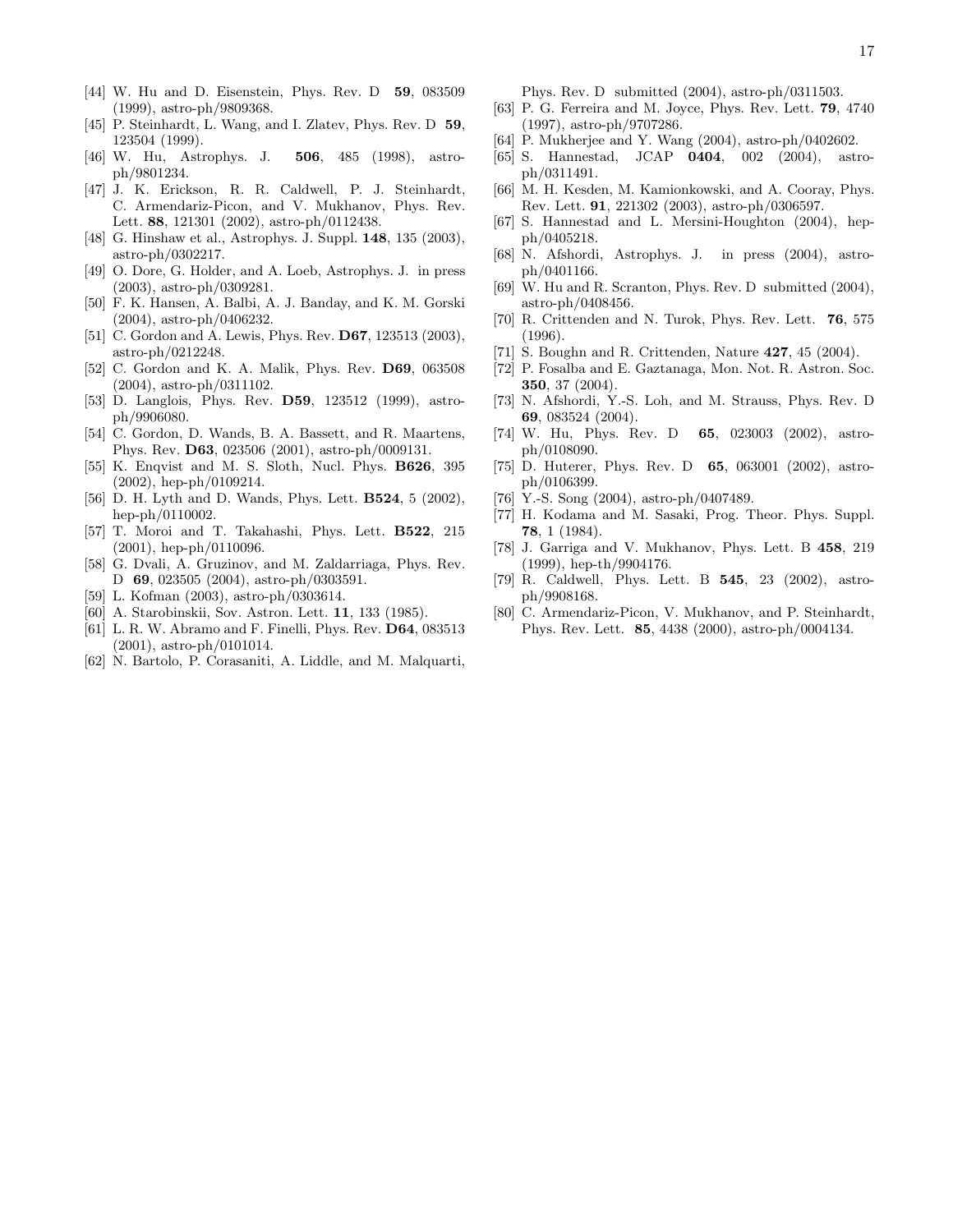[44] W. Hu and D. Eisenstein, Phys. Rev. D **59**, 083509 (1999), astro-ph/9809368.

[45] P. Steinhardt, L. Wang, and I. Zlatev, Phys. Rev. D **59**, 123504 (1999).

[46] W. Hu, Astrophys. J. **506**, 485 (1998), astro-ph/9801234.

[47] J. K. Erickson, R. R. Caldwell, P. J. Steinhardt, C. Armendariz-Picon, and V. Mukhanov, Phys. Rev. Lett. **88**, 121301 (2002), astro-ph/0112438.

[48] G. Hinshaw et al., Astrophys. J. Suppl. **148**, 135 (2003), astro-ph/0302217.

[49] O. Dore, G. Holder, and A. Loeb, Astrophys. J. in press (2003), astro-ph/0309281.

[50] F. K. Hansen, A. Balbi, A. J. Banday, and K. M. Gorski (2004), astro-ph/0406232.

[51] C. Gordon and A. Lewis, Phys. Rev. **D67**, 123513 (2003), astro-ph/0212248.

[52] C. Gordon and K. A. Malik, Phys. Rev. **D69**, 063508 (2004), astro-ph/0311102.

[53] D. Langlois, Phys. Rev. **D59**, 123512 (1999), astro-ph/9906080.

[54] C. Gordon, D. Wands, B. A. Bassett, and R. Maartens, Phys. Rev. **D63**, 023506 (2001), astro-ph/0009131.

[55] K. Enqvist and M. S. Sloth, Nucl. Phys. **B626**, 395 (2002), hep-ph/0109214.

[56] D. H. Lyth and D. Wands, Phys. Lett. **B524**, 5 (2002), hep-ph/0110002.

[57] T. Moroi and T. Takahashi, Phys. Lett. **B522**, 215 (2001), hep-ph/0110096.

[58] G. Dvali, A. Gruzinov, and M. Zaldarriaga, Phys. Rev. D **69**, 023505 (2004), astro-ph/0303591.

[59] L. Kofman (2003), astro-ph/0303614.

[60] A. Starobinskii, Sov. Astron. Lett. **11**, 133 (1985).

[61] L. R. W. Abramo and F. Finelli, Phys. Rev. **D64**, 083513 (2001), astro-ph/0101014.

[62] N. Bartolo, P. Corasaniti, A. Liddle, and M. Malquarti, Phys. Rev. D submitted (2004), astro-ph/0311503.

[63] P. G. Ferreira and M. Joyce, Phys. Rev. Lett. **79**, 4740 (1997), astro-ph/9707286.

[64] P. Mukherjee and Y. Wang (2004), astro-ph/0402602.

[65] S. Hannestad, JCAP **0404**, 002 (2004), astro-ph/0311491.

[66] M. H. Kesden, M. Kamionkowski, and A. Cooray, Phys. Rev. Lett. **91**, 221302 (2003), astro-ph/0306597.

[67] S. Hannestad and L. Mersini-Houghton (2004), hep-ph/0405218.

[68] N. Afshordi, Astrophys. J. in press (2004), astro-ph/0401166.

[69] W. Hu and R. Scranton, Phys. Rev. D submitted (2004), astro-ph/0408456.

[70] R. Crittenden and N. Turok, Phys. Rev. Lett. **76**, 575 (1996).

[71] S. Boughn and R. Crittenden, Nature **427**, 45 (2004).

[72] P. Fosalba and E. Gaztanaga, Mon. Not. R. Astron. Soc. **350**, 37 (2004).

[73] N. Afshordi, Y.-S. Loh, and M. Strauss, Phys. Rev. D **69**, 083524 (2004).

[74] W. Hu, Phys. Rev. D **65**, 023003 (2002), astro-ph/0108090.

[75] D. Huterer, Phys. Rev. D **65**, 063001 (2002), astro-ph/0106399.

[76] Y.-S. Song (2004), astro-ph/0407489.

[77] H. Kodama and M. Sasaki, Prog. Theor. Phys. Suppl. **78**, 1 (1984).

[78] J. Garriga and V. Mukhanov, Phys. Lett. B **458**, 219 (1999), hep-th/9904176.

[79] R. Caldwell, Phys. Lett. B **545**, 23 (2002), astro-ph/9908168.

[80] C. Armendariz-Picon, V. Mukhanov, and P. Steinhardt, Phys. Rev. Lett. **85**, 4438 (2000), astro-ph/0004134.